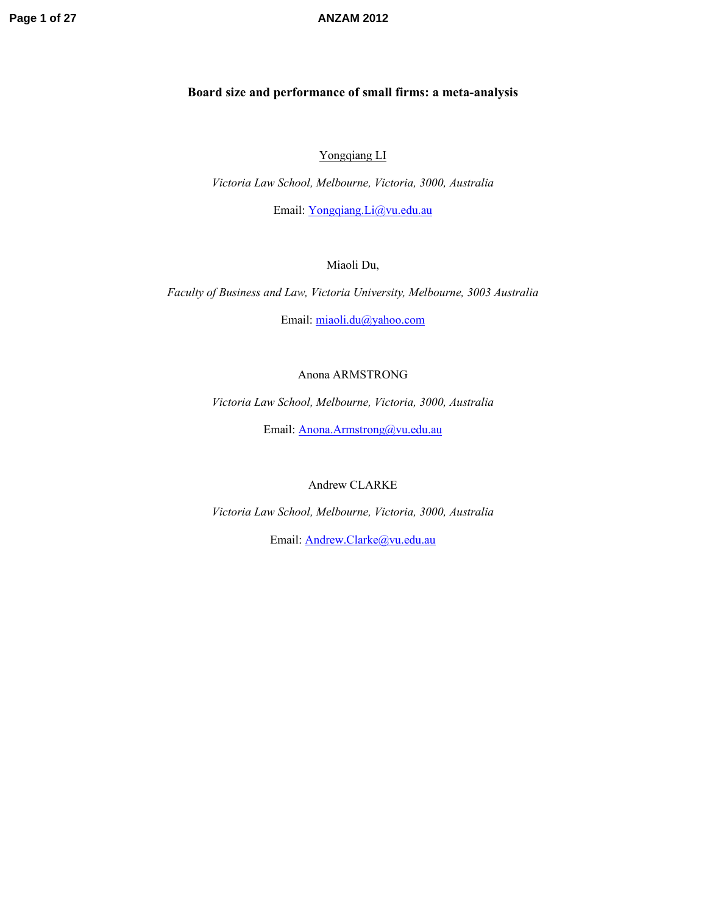# Board size and performance of small firms: a meta-analysis

Yongqiang LI

*Victoria Law School, Melbourne, Victoria, 3000, Australia*

Email: Yongqiang.Li@vu.edu.au

Miaoli Du,

*Faculty of Business and Law, Victoria University, Melbourne, 3003 Australia*

Email: miaoli.du@yahoo.com

Anona ARMSTRONG

*Victoria Law School, Melbourne, Victoria, 3000, Australia*

Email: Anona.Armstrong@vu.edu.au

Andrew CLARKE

*Victoria Law School, Melbourne, Victoria, 3000, Australia*

Email: Andrew.Clarke@vu.edu.au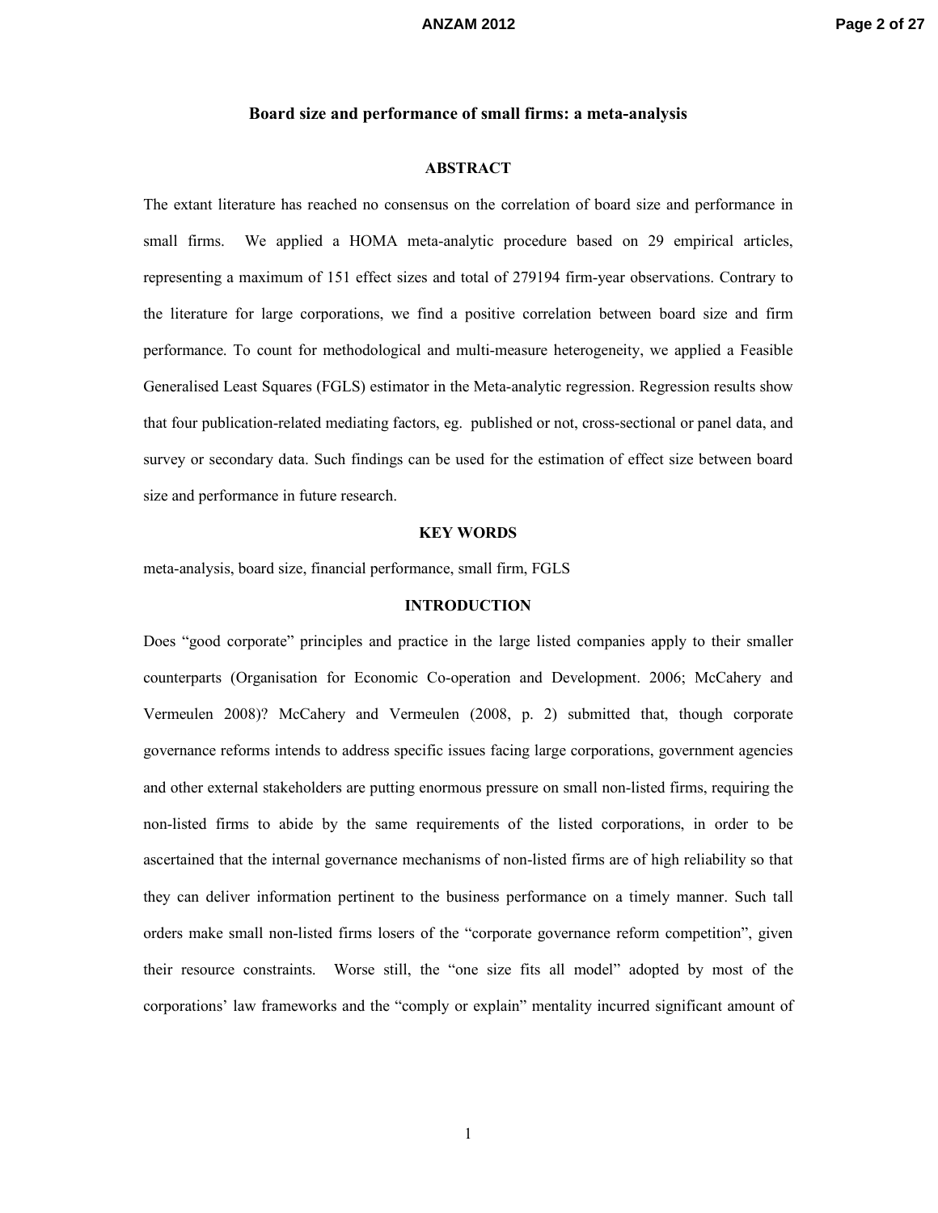## Board size and performance of small firms: a meta-analysis

### ABSTRACT

The extant literature has reached no consensus on the correlation of board size and performance in small firms. We applied a HOMA meta-analytic procedure based on 29 empirical articles, representing a maximum of 151 effect sizes and total of 279194 firm-year observations. Contrary to the literature for large corporations, we find a positive correlation between board size and firm performance. To count for methodological and multi-measure heterogeneity, we applied a Feasible Generalised Least Squares (FGLS) estimator in the Meta-analytic regression. Regression results show that four publication-related mediating factors, eg. published or not, cross-sectional or panel data, and survey or secondary data. Such findings can be used for the estimation of effect size between board size and performance in future research.

### KEY WORDS

meta-analysis, board size, financial performance, small firm, FGLS

### INTRODUCTION

Does "good corporate" principles and practice in the large listed companies apply to their smaller counterparts (Organisation for Economic Co-operation and Development. 2006; McCahery and Vermeulen 2008)? McCahery and Vermeulen (2008, p. 2) submitted that, though corporate governance reforms intends to address specific issues facing large corporations, government agencies and other external stakeholders are putting enormous pressure on small non-listed firms, requiring the non-listed firms to abide by the same requirements of the listed corporations, in order to be ascertained that the internal governance mechanisms of non-listed firms are of high reliability so that they can deliver information pertinent to the business performance on a timely manner. Such tall orders make small non-listed firms losers of the "corporate governance reform competition", given their resource constraints. Worse still, the "one size fits all model" adopted by most of the corporations' law frameworks and the "comply or explain" mentality incurred significant amount of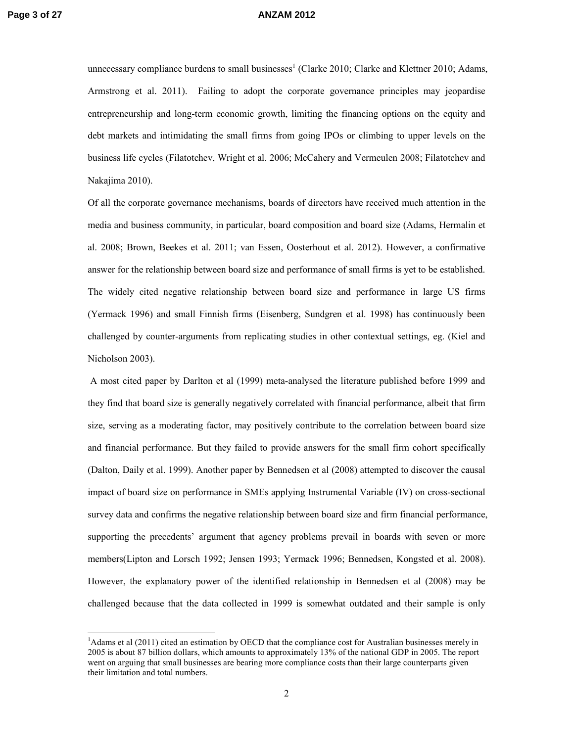unnecessary compliance burdens to small businesses[1] (Clarke 2010; Clarke and Klettner 2010; Adams, Armstrong et al. 2011). Failing to adopt the corporate governance principles may jeopardise entrepreneurship and long-term economic growth, limiting the financing options on the equity and debt markets and intimidating the small firms from going IPOs or climbing to upper levels on the business life cycles (Filatotchev, Wright et al. 2006; McCahery and Vermeulen 2008; Filatotchev and Nakajima 2010).

Of all the corporate governance mechanisms, boards of directors have received much attention in the media and business community, in particular, board composition and board size (Adams, Hermalin et al. 2008; Brown, Beekes et al. 2011; van Essen, Oosterhout et al. 2012). However, a confirmative answer for the relationship between board size and performance of small firms is yet to be established. The widely cited negative relationship between board size and performance in large US firms (Yermack 1996) and small Finnish firms (Eisenberg, Sundgren et al. 1998) has continuously been challenged by counter-arguments from replicating studies in other contextual settings, eg. (Kiel and Nicholson 2003).

A most cited paper by Darlton et al (1999) meta-analysed the literature published before 1999 and they find that board size is generally negatively correlated with financial performance, albeit that firm size, serving as a moderating factor, may positively contribute to the correlation between board size and financial performance. But they failed to provide answers for the small firm cohort specifically (Dalton, Daily et al. 1999). Another paper by Bennedsen et al (2008) attempted to discover the causal impact of board size on performance in SMEs applying Instrumental Variable (IV) on cross-sectional survey data and confirms the negative relationship between board size and firm financial performance, supporting the precedents' argument that agency problems prevail in boards with seven or more members(Lipton and Lorsch 1992; Jensen 1993; Yermack 1996; Bennedsen, Kongsted et al. 2008). However, the explanatory power of the identified relationship in Bennedsen et al (2008) may be challenged because that the data collected in 1999 is somewhat outdated and their sample is only

[1]Adams et al (2011) cited an estimation by OECD that the compliance cost for Australian businesses merely in 2005 is about 87 billion dollars, which amounts to approximately 13% of the national GDP in 2005. The report went on arguing that small businesses are bearing more compliance costs than their large counterparts given their limitation and total numbers.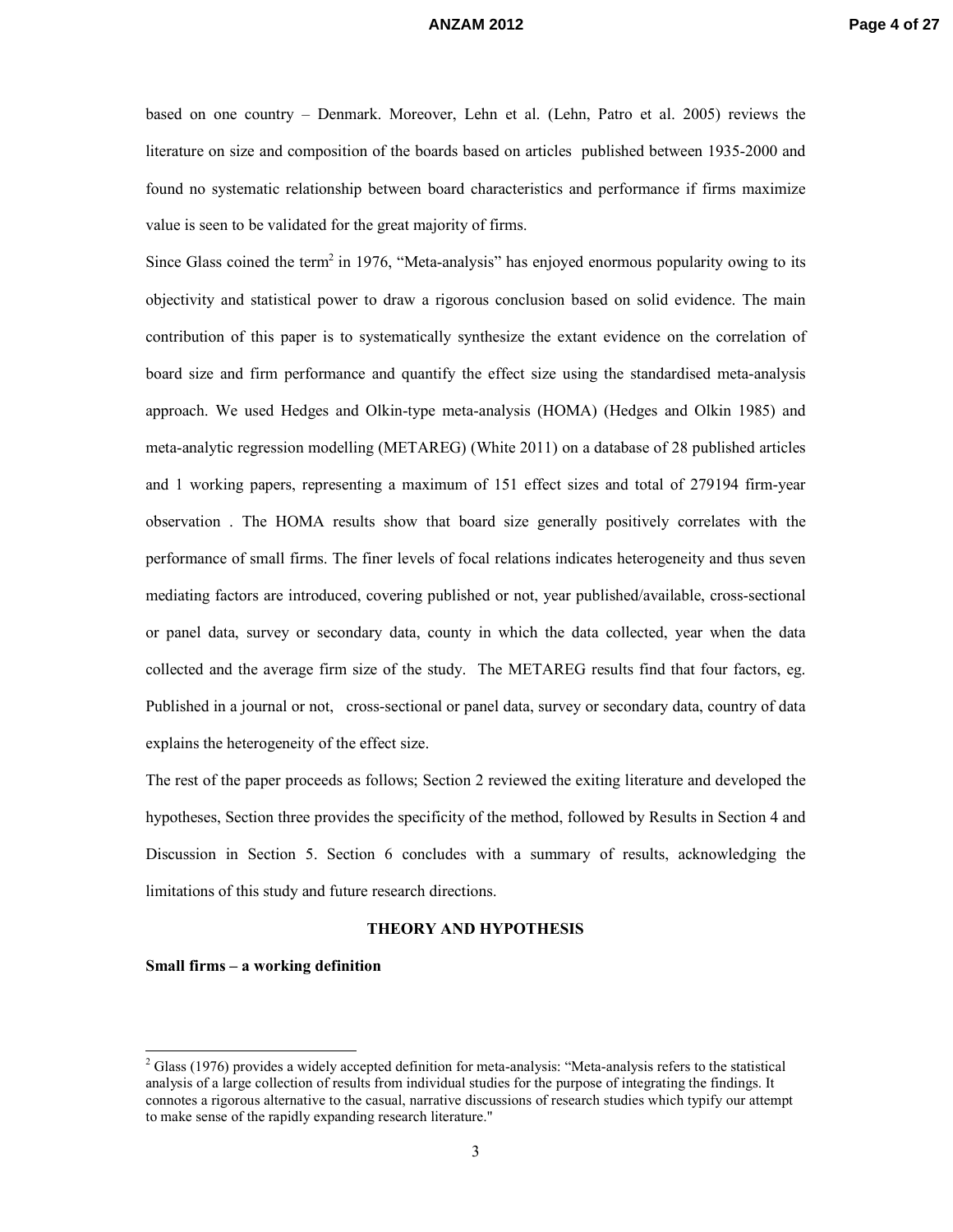based on one country – Denmark. Moreover, Lehn et al. (Lehn, Patro et al. 2005) reviews the literature on size and composition of the boards based on articles published between 1935-2000 and found no systematic relationship between board characteristics and performance if firms maximize value is seen to be validated for the great majority of firms.

Since Glass coined the term[2] in 1976, "Meta-analysis" has enjoyed enormous popularity owing to its objectivity and statistical power to draw a rigorous conclusion based on solid evidence. The main contribution of this paper is to systematically synthesize the extant evidence on the correlation of board size and firm performance and quantify the effect size using the standardised meta-analysis approach. We used Hedges and Olkin-type meta-analysis (HOMA) (Hedges and Olkin 1985) and meta-analytic regression modelling (METAREG) (White 2011) on a database of 28 published articles and 1 working papers, representing a maximum of 151 effect sizes and total of 279194 firm-year observation . The HOMA results show that board size generally positively correlates with the performance of small firms. The finer levels of focal relations indicates heterogeneity and thus seven mediating factors are introduced, covering published or not, year published/available, cross-sectional or panel data, survey or secondary data, county in which the data collected, year when the data collected and the average firm size of the study. The METAREG results find that four factors, eg. Published in a journal or not, cross-sectional or panel data, survey or secondary data, country of data explains the heterogeneity of the effect size.

The rest of the paper proceeds as follows; Section 2 reviewed the exiting literature and developed the hypotheses, Section three provides the specificity of the method, followed by Results in Section 4 and Discussion in Section 5. Section 6 concludes with a summary of results, acknowledging the limitations of this study and future research directions.

## THEORY AND HYPOTHESIS

### Small firms – a working definition

[2] Glass (1976) provides a widely accepted definition for meta-analysis: "Meta-analysis refers to the statistical analysis of a large collection of results from individual studies for the purpose of integrating the findings. It connotes a rigorous alternative to the casual, narrative discussions of research studies which typify our attempt to make sense of the rapidly expanding research literature."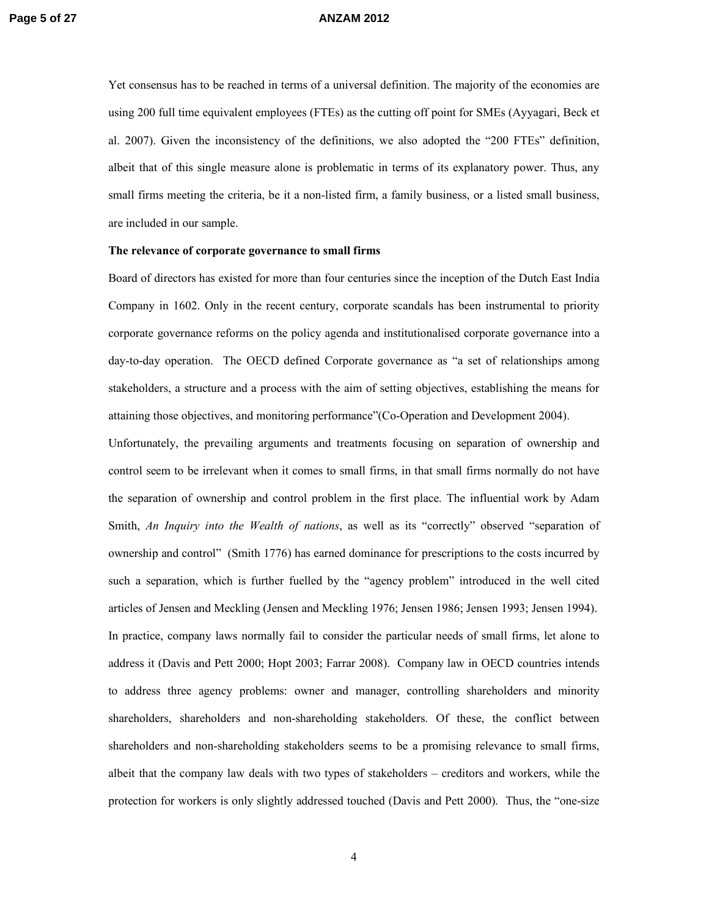Yet consensus has to be reached in terms of a universal definition. The majority of the economies are using 200 full time equivalent employees (FTEs) as the cutting off point for SMEs (Ayyagari, Beck et al. 2007). Given the inconsistency of the definitions, we also adopted the "200 FTEs" definition, albeit that of this single measure alone is problematic in terms of its explanatory power. Thus, any small firms meeting the criteria, be it a non-listed firm, a family business, or a listed small business, are included in our sample.

**The relevance of corporate governance to small firms**

Board of directors has existed for more than four centuries since the inception of the Dutch East India Company in 1602. Only in the recent century, corporate scandals has been instrumental to priority corporate governance reforms on the policy agenda and institutionalised corporate governance into a day-to-day operation. The OECD defined Corporate governance as "a set of relationships among stakeholders, a structure and a process with the aim of setting objectives, establishing the means for attaining those objectives, and monitoring performance"(Co-Operation and Development 2004).

Unfortunately, the prevailing arguments and treatments focusing on separation of ownership and control seem to be irrelevant when it comes to small firms, in that small firms normally do not have the separation of ownership and control problem in the first place. The influential work by Adam Smith, *An Inquiry into the Wealth of nations*, as well as its "correctly" observed "separation of ownership and control" (Smith 1776) has earned dominance for prescriptions to the costs incurred by such a separation, which is further fuelled by the "agency problem" introduced in the well cited articles of Jensen and Meckling (Jensen and Meckling 1976; Jensen 1986; Jensen 1993; Jensen 1994). In practice, company laws normally fail to consider the particular needs of small firms, let alone to address it (Davis and Pett 2000; Hopt 2003; Farrar 2008). Company law in OECD countries intends to address three agency problems: owner and manager, controlling shareholders and minority shareholders, shareholders and non-shareholding stakeholders. Of these, the conflict between shareholders and non-shareholding stakeholders seems to be a promising relevance to small firms, albeit that the company law deals with two types of stakeholders – creditors and workers, while the protection for workers is only slightly addressed touched (Davis and Pett 2000). Thus, the "one-size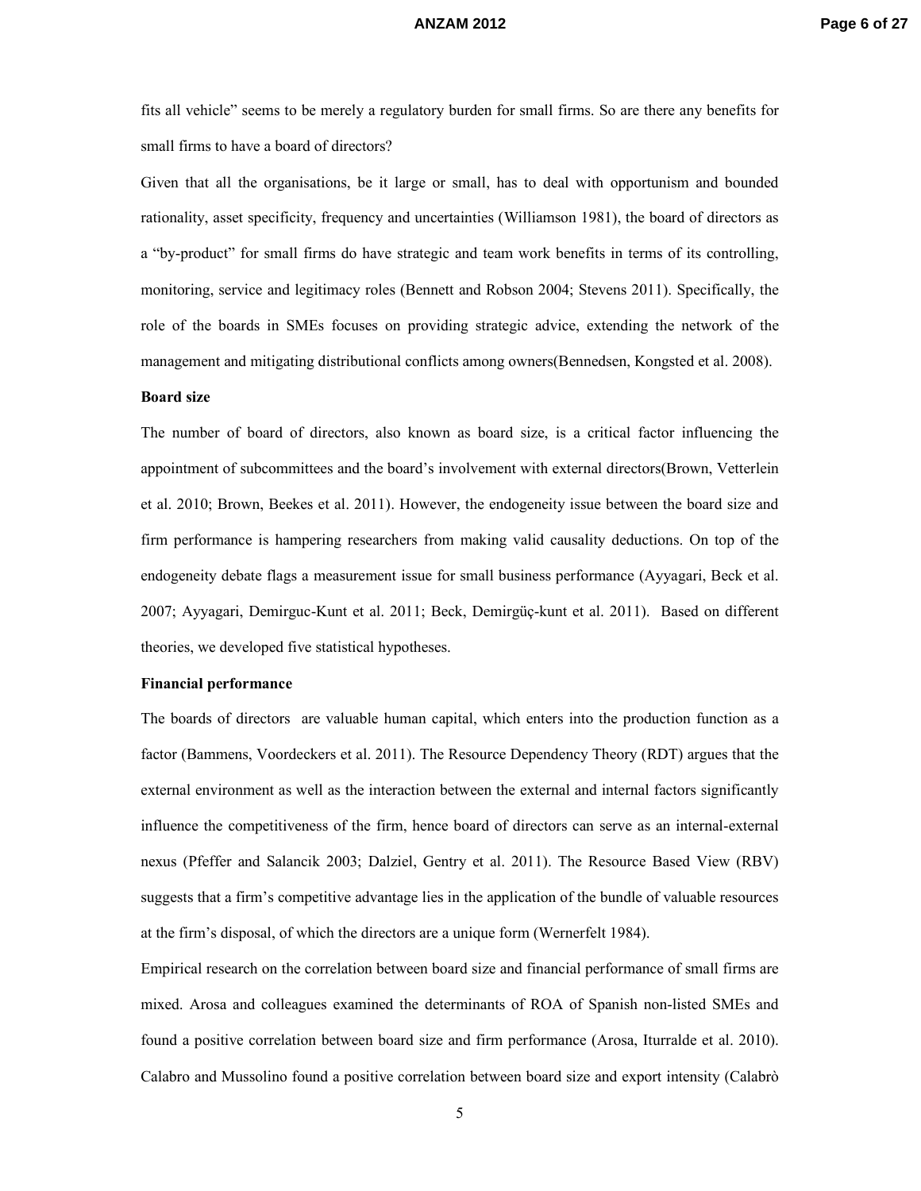fits all vehicle" seems to be merely a regulatory burden for small firms. So are there any benefits for small firms to have a board of directors?

Given that all the organisations, be it large or small, has to deal with opportunism and bounded rationality, asset specificity, frequency and uncertainties (Williamson 1981), the board of directors as a "by-product" for small firms do have strategic and team work benefits in terms of its controlling, monitoring, service and legitimacy roles (Bennett and Robson 2004; Stevens 2011). Specifically, the role of the boards in SMEs focuses on providing strategic advice, extending the network of the management and mitigating distributional conflicts among owners(Bennedsen, Kongsted et al. 2008).

**Board size**

The number of board of directors, also known as board size, is a critical factor influencing the appointment of subcommittees and the board's involvement with external directors(Brown, Vetterlein et al. 2010; Brown, Beekes et al. 2011). However, the endogeneity issue between the board size and firm performance is hampering researchers from making valid causality deductions. On top of the endogeneity debate flags a measurement issue for small business performance (Ayyagari, Beck et al. 2007; Ayyagari, Demirguc-Kunt et al. 2011; Beck, Demirgüç-kunt et al. 2011). Based on different theories, we developed five statistical hypotheses.

**Financial performance**

The boards of directors are valuable human capital, which enters into the production function as a factor (Bammens, Voordeckers et al. 2011). The Resource Dependency Theory (RDT) argues that the external environment as well as the interaction between the external and internal factors significantly influence the competitiveness of the firm, hence board of directors can serve as an internal-external nexus (Pfeffer and Salancik 2003; Dalziel, Gentry et al. 2011). The Resource Based View (RBV) suggests that a firm's competitive advantage lies in the application of the bundle of valuable resources at the firm's disposal, of which the directors are a unique form (Wernerfelt 1984).

Empirical research on the correlation between board size and financial performance of small firms are mixed. Arosa and colleagues examined the determinants of ROA of Spanish non-listed SMEs and found a positive correlation between board size and firm performance (Arosa, Iturralde et al. 2010). Calabro and Mussolino found a positive correlation between board size and export intensity (Calabrò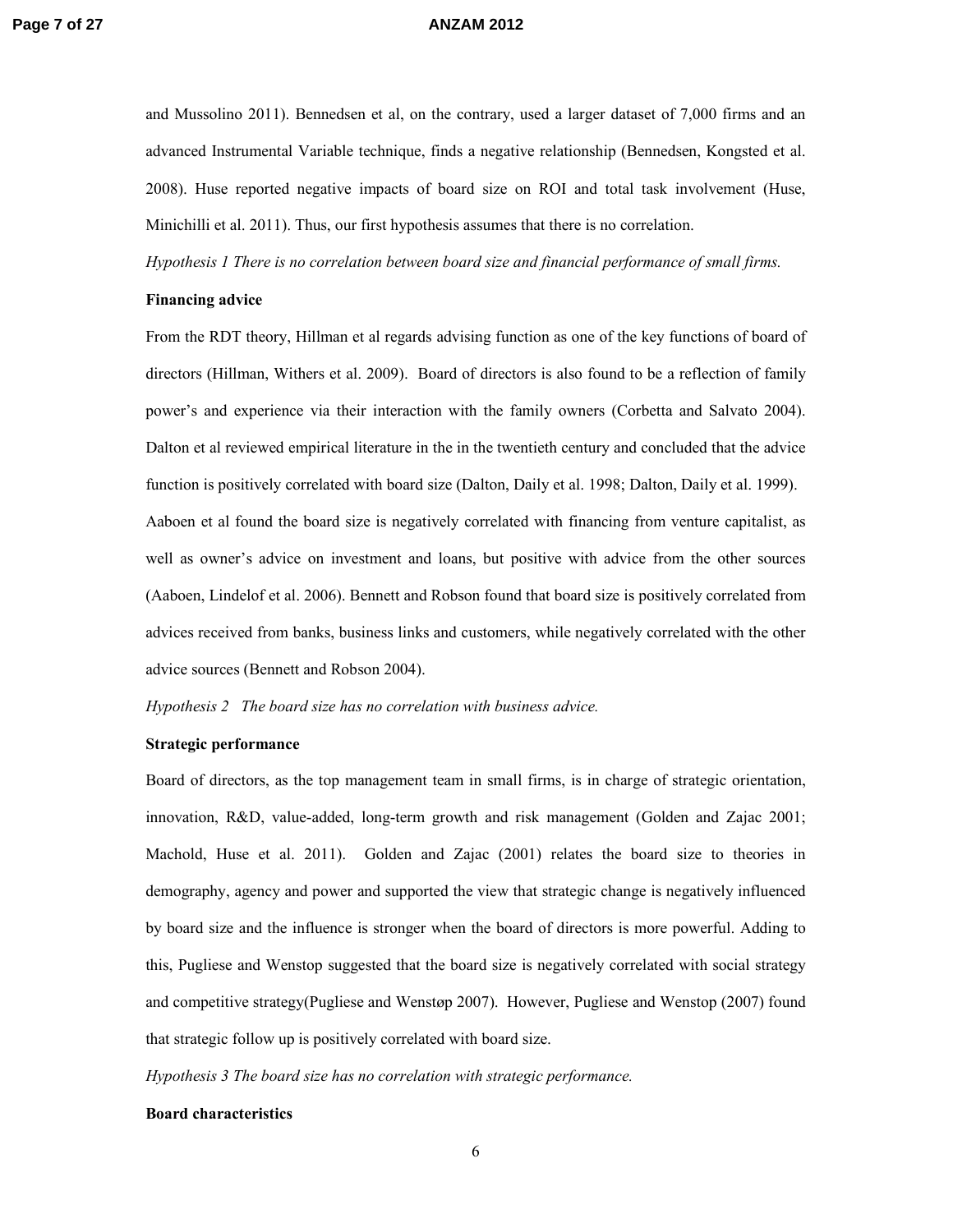and Mussolino 2011). Bennedsen et al, on the contrary, used a larger dataset of 7,000 firms and an advanced Instrumental Variable technique, finds a negative relationship (Bennedsen, Kongsted et al. 2008). Huse reported negative impacts of board size on ROI and total task involvement (Huse, Minichilli et al. 2011). Thus, our first hypothesis assumes that there is no correlation.

*Hypothesis 1 There is no correlation between board size and financial performance of small firms.*

**Financing advice**

From the RDT theory, Hillman et al regards advising function as one of the key functions of board of directors (Hillman, Withers et al. 2009). Board of directors is also found to be a reflection of family power's and experience via their interaction with the family owners (Corbetta and Salvato 2004). Dalton et al reviewed empirical literature in the in the twentieth century and concluded that the advice function is positively correlated with board size (Dalton, Daily et al. 1998; Dalton, Daily et al. 1999). Aaboen et al found the board size is negatively correlated with financing from venture capitalist, as well as owner's advice on investment and loans, but positive with advice from the other sources (Aaboen, Lindelof et al. 2006). Bennett and Robson found that board size is positively correlated from advices received from banks, business links and customers, while negatively correlated with the other advice sources (Bennett and Robson 2004).

*Hypothesis 2 The board size has no correlation with business advice.*

**Strategic performance**

Board of directors, as the top management team in small firms, is in charge of strategic orientation, innovation, R&D, value-added, long-term growth and risk management (Golden and Zajac 2001; Machold, Huse et al. 2011). Golden and Zajac (2001) relates the board size to theories in demography, agency and power and supported the view that strategic change is negatively influenced by board size and the influence is stronger when the board of directors is more powerful. Adding to this, Pugliese and Wenstop suggested that the board size is negatively correlated with social strategy and competitive strategy(Pugliese and Wenstøp 2007). However, Pugliese and Wenstop (2007) found that strategic follow up is positively correlated with board size.

*Hypothesis 3 The board size has no correlation with strategic performance.*

**Board characteristics**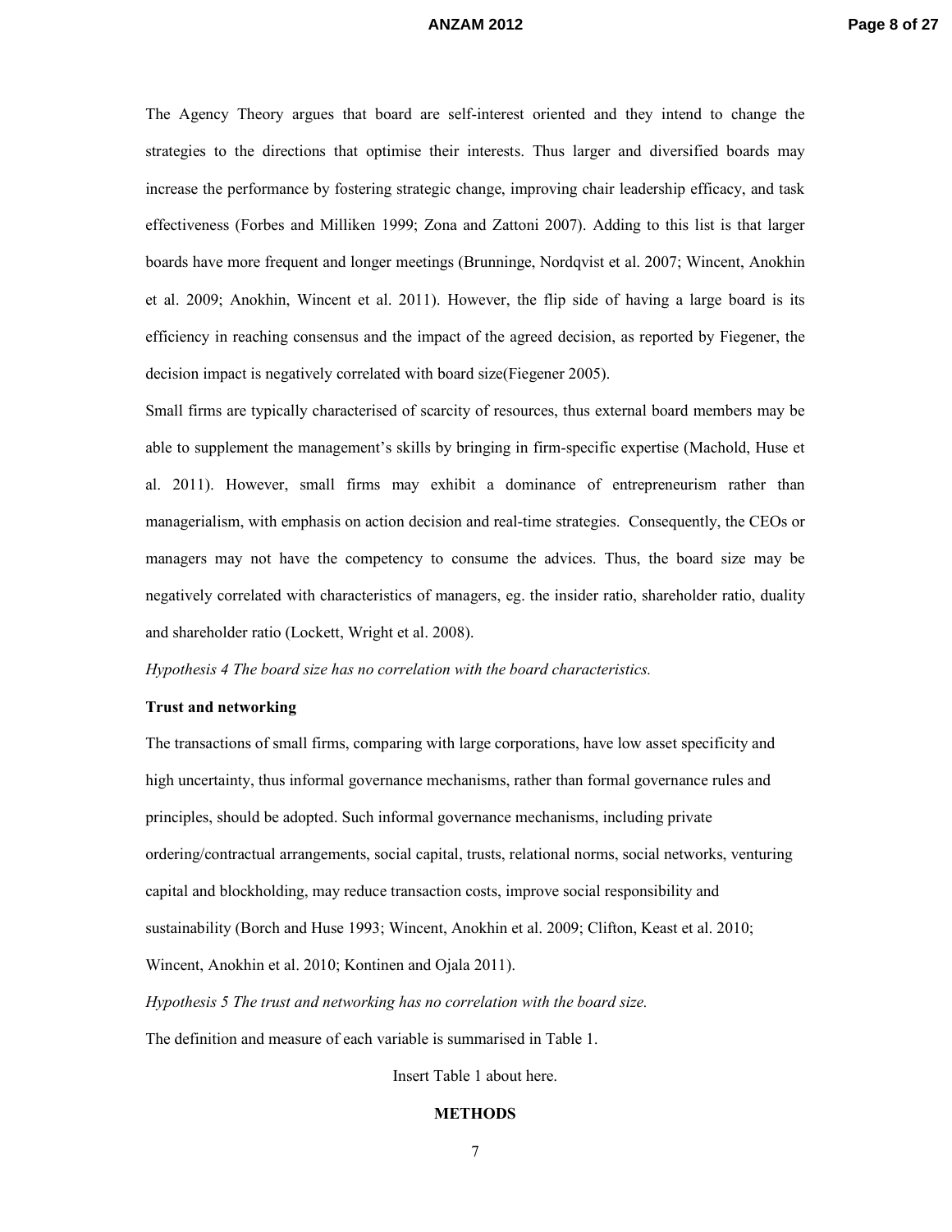The Agency Theory argues that board are self-interest oriented and they intend to change the strategies to the directions that optimise their interests. Thus larger and diversified boards may increase the performance by fostering strategic change, improving chair leadership efficacy, and task effectiveness (Forbes and Milliken 1999; Zona and Zattoni 2007). Adding to this list is that larger boards have more frequent and longer meetings (Brunninge, Nordqvist et al. 2007; Wincent, Anokhin et al. 2009; Anokhin, Wincent et al. 2011). However, the flip side of having a large board is its efficiency in reaching consensus and the impact of the agreed decision, as reported by Fiegener, the decision impact is negatively correlated with board size(Fiegener 2005).

Small firms are typically characterised of scarcity of resources, thus external board members may be able to supplement the management's skills by bringing in firm-specific expertise (Machold, Huse et al. 2011). However, small firms may exhibit a dominance of entrepreneurism rather than managerialism, with emphasis on action decision and real-time strategies. Consequently, the CEOs or managers may not have the competency to consume the advices. Thus, the board size may be negatively correlated with characteristics of managers, eg. the insider ratio, shareholder ratio, duality and shareholder ratio (Lockett, Wright et al. 2008).

*Hypothesis 4 The board size has no correlation with the board characteristics.*

**Trust and networking**

The transactions of small firms, comparing with large corporations, have low asset specificity and high uncertainty, thus informal governance mechanisms, rather than formal governance rules and principles, should be adopted. Such informal governance mechanisms, including private ordering/contractual arrangements, social capital, trusts, relational norms, social networks, venturing capital and blockholding, may reduce transaction costs, improve social responsibility and sustainability (Borch and Huse 1993; Wincent, Anokhin et al. 2009; Clifton, Keast et al. 2010; Wincent, Anokhin et al. 2010; Kontinen and Ojala 2011).

*Hypothesis 5 The trust and networking has no correlation with the board size.*

The definition and measure of each variable is summarised in Table 1.

Insert Table 1 about here.

## METHODS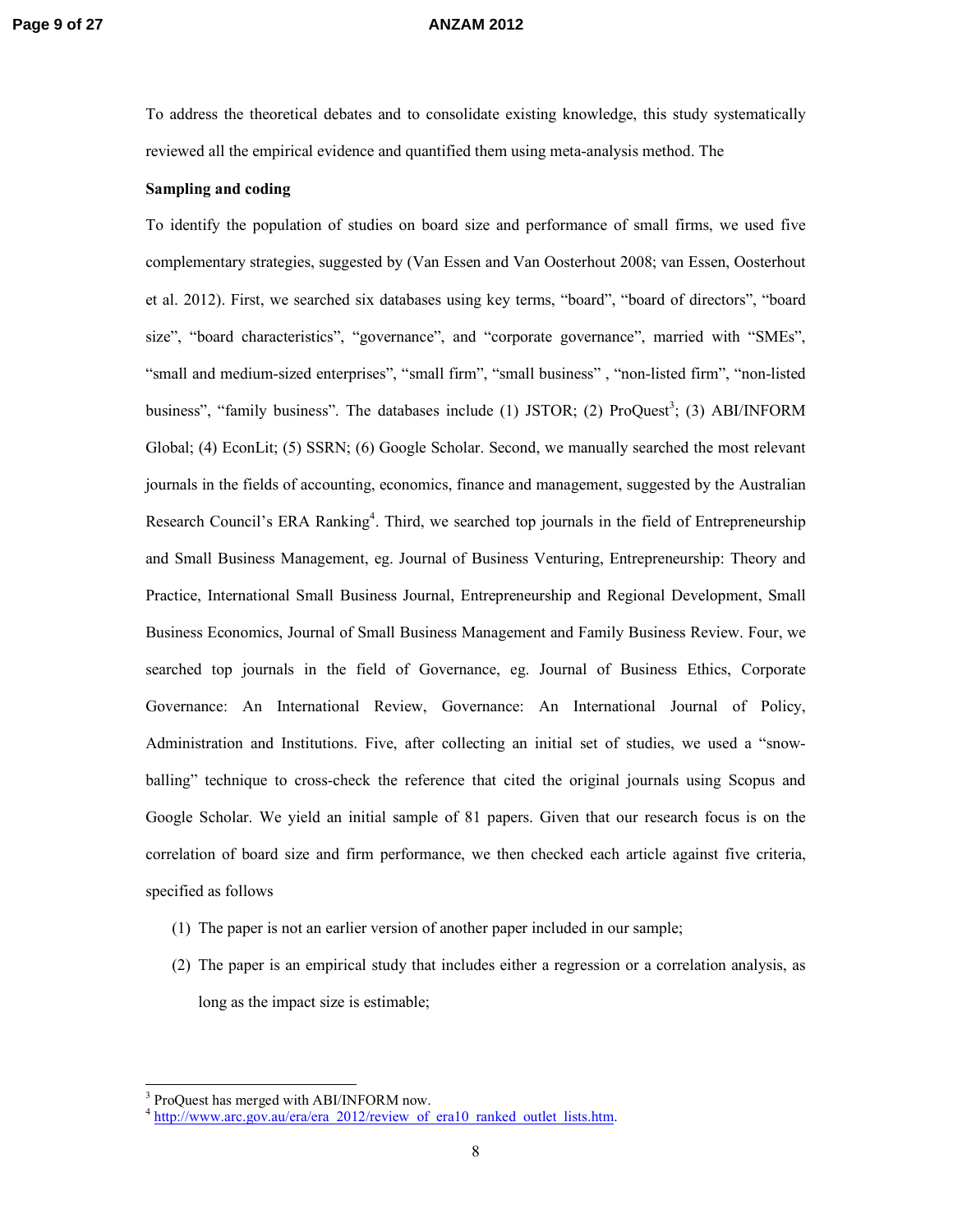To address the theoretical debates and to consolidate existing knowledge, this study systematically reviewed all the empirical evidence and quantified them using meta-analysis method. The

**Sampling and coding**

To identify the population of studies on board size and performance of small firms, we used five complementary strategies, suggested by (Van Essen and Van Oosterhout 2008; van Essen, Oosterhout et al. 2012). First, we searched six databases using key terms, "board", "board of directors", "board size", "board characteristics", "governance", and "corporate governance", married with "SMEs", "small and medium-sized enterprises", "small firm", "small business" , "non-listed firm", "non-listed business", "family business". The databases include (1) JSTOR; (2) ProQuest[3]; (3) ABI/INFORM Global; (4) EconLit; (5) SSRN; (6) Google Scholar. Second, we manually searched the most relevant journals in the fields of accounting, economics, finance and management, suggested by the Australian Research Council's ERA Ranking[4]. Third, we searched top journals in the field of Entrepreneurship and Small Business Management, eg. Journal of Business Venturing, Entrepreneurship: Theory and Practice, International Small Business Journal, Entrepreneurship and Regional Development, Small Business Economics, Journal of Small Business Management and Family Business Review. Four, we searched top journals in the field of Governance, eg. Journal of Business Ethics, Corporate Governance: An International Review, Governance: An International Journal of Policy, Administration and Institutions. Five, after collecting an initial set of studies, we used a "snow-balling" technique to cross-check the reference that cited the original journals using Scopus and Google Scholar. We yield an initial sample of 81 papers. Given that our research focus is on the correlation of board size and firm performance, we then checked each article against five criteria, specified as follows

(1) The paper is not an earlier version of another paper included in our sample;

(2) The paper is an empirical study that includes either a regression or a correlation analysis, as long as the impact size is estimable;

---

[3] ProQuest has merged with ABI/INFORM now.

[4] http://www.arc.gov.au/era/era_2012/review_of_era10_ranked_outlet_lists.htm.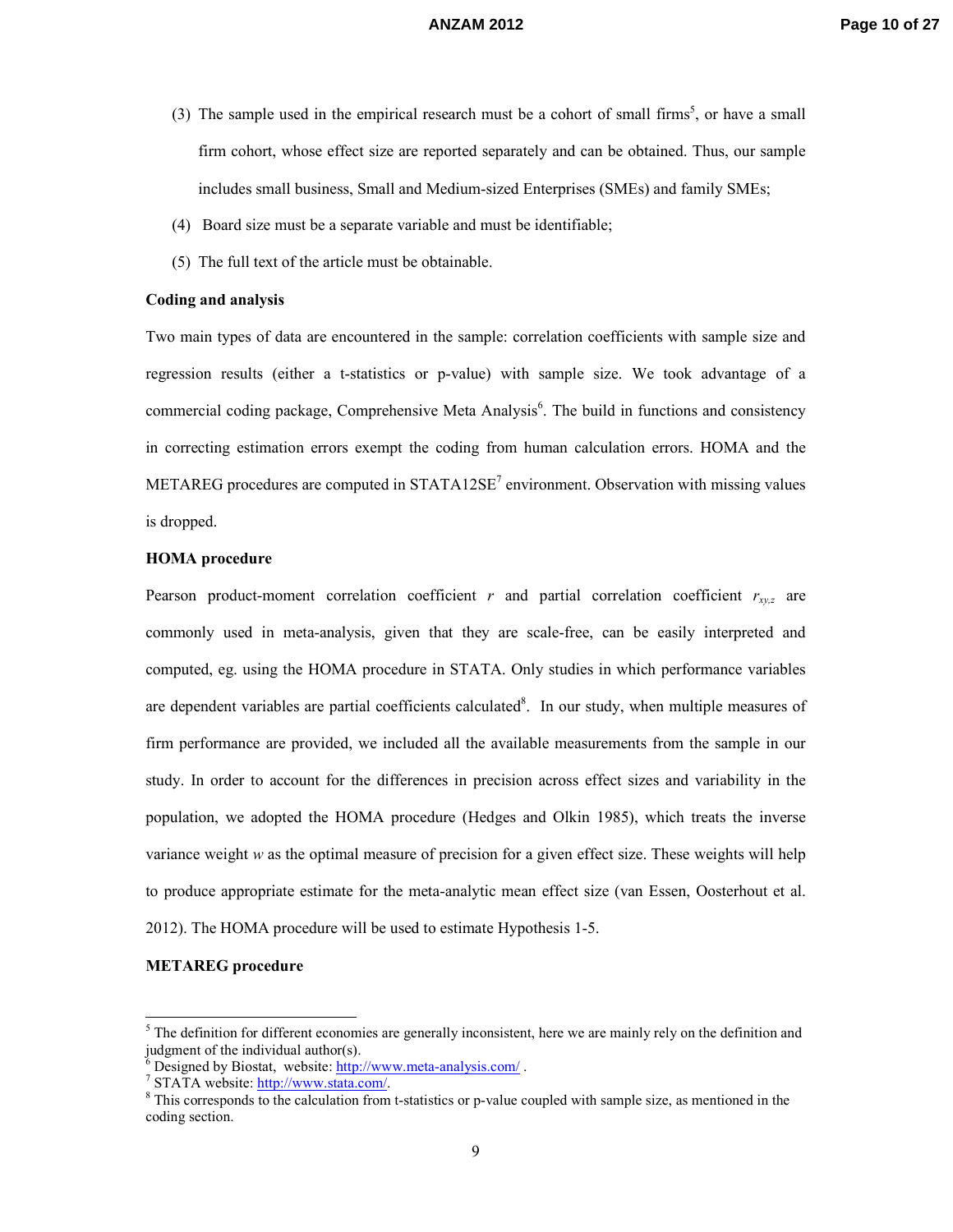(3) The sample used in the empirical research must be a cohort of small firms[5], or have a small firm cohort, whose effect size are reported separately and can be obtained. Thus, our sample includes small business, Small and Medium-sized Enterprises (SMEs) and family SMEs;

(4) Board size must be a separate variable and must be identifiable;

(5) The full text of the article must be obtainable.

**Coding and analysis**

Two main types of data are encountered in the sample: correlation coefficients with sample size and regression results (either a t-statistics or p-value) with sample size. We took advantage of a commercial coding package, Comprehensive Meta Analysis[6]. The build in functions and consistency in correcting estimation errors exempt the coding from human calculation errors. HOMA and the METAREG procedures are computed in STATA12SE[7] environment. Observation with missing values is dropped.

**HOMA procedure**

Pearson product-moment correlation coefficient $r$ and partial correlation coefficient $r_{xy,z}$ are commonly used in meta-analysis, given that they are scale-free, can be easily interpreted and computed, eg. using the HOMA procedure in STATA. Only studies in which performance variables are dependent variables are partial coefficients calculated[8]. In our study, when multiple measures of firm performance are provided, we included all the available measurements from the sample in our study. In order to account for the differences in precision across effect sizes and variability in the population, we adopted the HOMA procedure (Hedges and Olkin 1985), which treats the inverse variance weight $w$ as the optimal measure of precision for a given effect size. These weights will help to produce appropriate estimate for the meta-analytic mean effect size (van Essen, Oosterhout et al. 2012). The HOMA procedure will be used to estimate Hypothesis 1-5.

**METAREG procedure**

---

[5] The definition for different economies are generally inconsistent, here we are mainly rely on the definition and judgment of the individual author(s).

[6] Designed by Biostat, website: http://www.meta-analysis.com/ .

[7] STATA website: http://www.stata.com/.

[8] This corresponds to the calculation from t-statistics or p-value coupled with sample size, as mentioned in the coding section.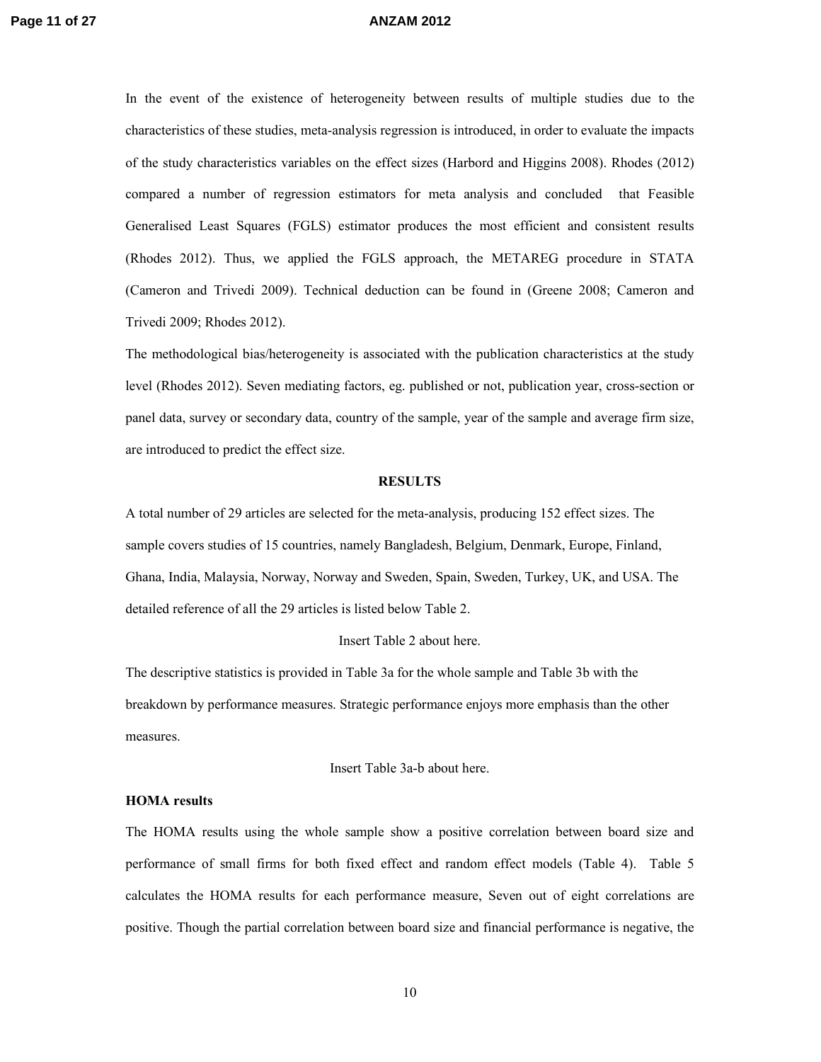In the event of the existence of heterogeneity between results of multiple studies due to the characteristics of these studies, meta-analysis regression is introduced, in order to evaluate the impacts of the study characteristics variables on the effect sizes (Harbord and Higgins 2008). Rhodes (2012) compared a number of regression estimators for meta analysis and concluded that Feasible Generalised Least Squares (FGLS) estimator produces the most efficient and consistent results (Rhodes 2012). Thus, we applied the FGLS approach, the METAREG procedure in STATA (Cameron and Trivedi 2009). Technical deduction can be found in (Greene 2008; Cameron and Trivedi 2009; Rhodes 2012).

The methodological bias/heterogeneity is associated with the publication characteristics at the study level (Rhodes 2012). Seven mediating factors, eg. published or not, publication year, cross-section or panel data, survey or secondary data, country of the sample, year of the sample and average firm size, are introduced to predict the effect size.

## RESULTS

A total number of 29 articles are selected for the meta-analysis, producing 152 effect sizes. The sample covers studies of 15 countries, namely Bangladesh, Belgium, Denmark, Europe, Finland, Ghana, India, Malaysia, Norway, Norway and Sweden, Spain, Sweden, Turkey, UK, and USA. The detailed reference of all the 29 articles is listed below Table 2.

Insert Table 2 about here.

The descriptive statistics is provided in Table 3a for the whole sample and Table 3b with the breakdown by performance measures. Strategic performance enjoys more emphasis than the other measures.

Insert Table 3a-b about here.

**HOMA results**

The HOMA results using the whole sample show a positive correlation between board size and performance of small firms for both fixed effect and random effect models (Table 4). Table 5 calculates the HOMA results for each performance measure, Seven out of eight correlations are positive. Though the partial correlation between board size and financial performance is negative, the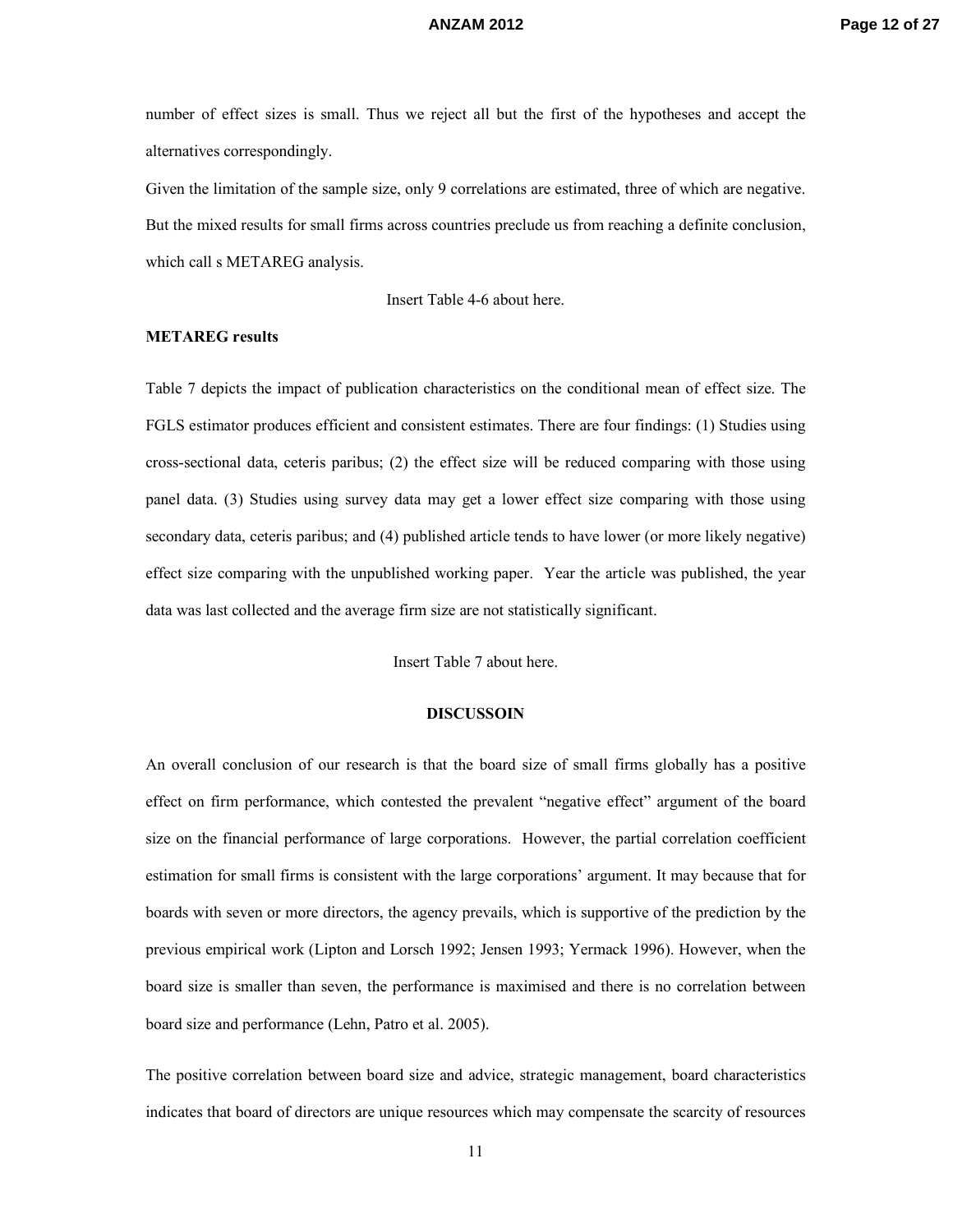number of effect sizes is small. Thus we reject all but the first of the hypotheses and accept the alternatives correspondingly.

Given the limitation of the sample size, only 9 correlations are estimated, three of which are negative. But the mixed results for small firms across countries preclude us from reaching a definite conclusion, which call s METAREG analysis.

Insert Table 4-6 about here.

**METAREG results**

Table 7 depicts the impact of publication characteristics on the conditional mean of effect size. The FGLS estimator produces efficient and consistent estimates. There are four findings: (1) Studies using cross-sectional data, ceteris paribus; (2) the effect size will be reduced comparing with those using panel data. (3) Studies using survey data may get a lower effect size comparing with those using secondary data, ceteris paribus; and (4) published article tends to have lower (or more likely negative) effect size comparing with the unpublished working paper. Year the article was published, the year data was last collected and the average firm size are not statistically significant.

Insert Table 7 about here.

## DISCUSSOIN

An overall conclusion of our research is that the board size of small firms globally has a positive effect on firm performance, which contested the prevalent "negative effect" argument of the board size on the financial performance of large corporations. However, the partial correlation coefficient estimation for small firms is consistent with the large corporations' argument. It may because that for boards with seven or more directors, the agency prevails, which is supportive of the prediction by the previous empirical work (Lipton and Lorsch 1992; Jensen 1993; Yermack 1996). However, when the board size is smaller than seven, the performance is maximised and there is no correlation between board size and performance (Lehn, Patro et al. 2005).

The positive correlation between board size and advice, strategic management, board characteristics indicates that board of directors are unique resources which may compensate the scarcity of resources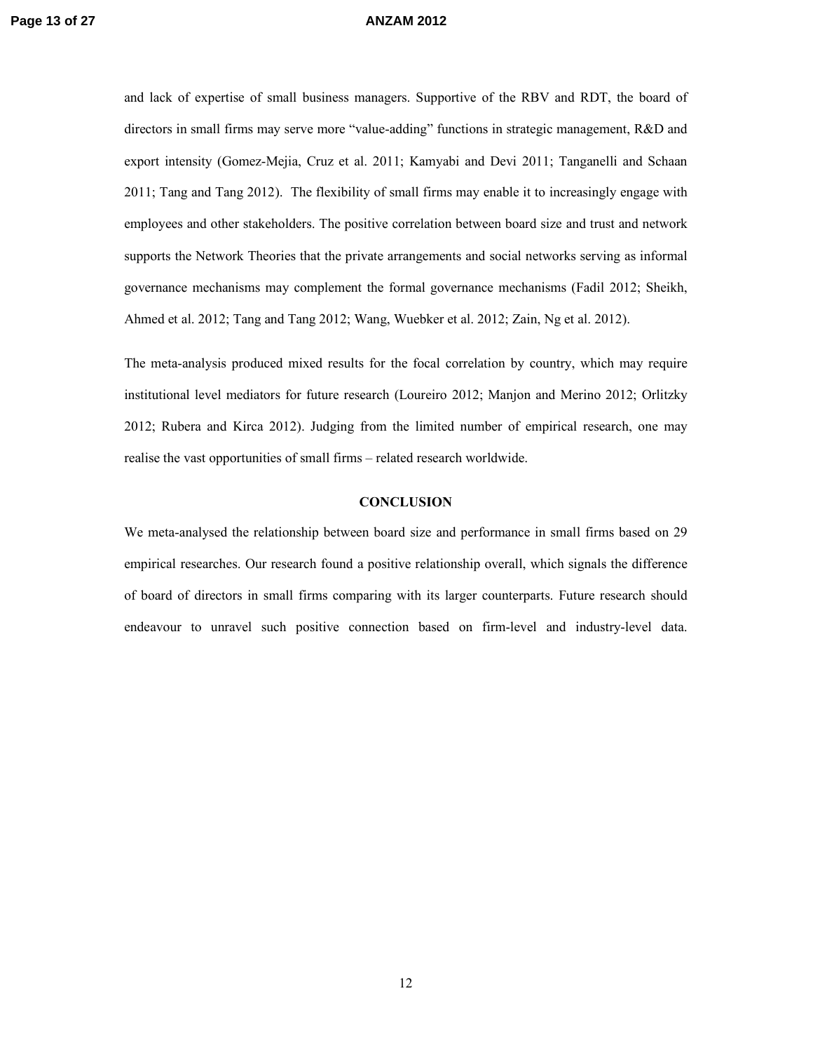and lack of expertise of small business managers. Supportive of the RBV and RDT, the board of directors in small firms may serve more "value-adding" functions in strategic management, R&D and export intensity (Gomez-Mejia, Cruz et al. 2011; Kamyabi and Devi 2011; Tanganelli and Schaan 2011; Tang and Tang 2012). The flexibility of small firms may enable it to increasingly engage with employees and other stakeholders. The positive correlation between board size and trust and network supports the Network Theories that the private arrangements and social networks serving as informal governance mechanisms may complement the formal governance mechanisms (Fadil 2012; Sheikh, Ahmed et al. 2012; Tang and Tang 2012; Wang, Wuebker et al. 2012; Zain, Ng et al. 2012).

The meta-analysis produced mixed results for the focal correlation by country, which may require institutional level mediators for future research (Loureiro 2012; Manjon and Merino 2012; Orlitzky 2012; Rubera and Kirca 2012). Judging from the limited number of empirical research, one may realise the vast opportunities of small firms – related research worldwide.

## CONCLUSION

We meta-analysed the relationship between board size and performance in small firms based on 29 empirical researches. Our research found a positive relationship overall, which signals the difference of board of directors in small firms comparing with its larger counterparts. Future research should endeavour to unravel such positive connection based on firm-level and industry-level data.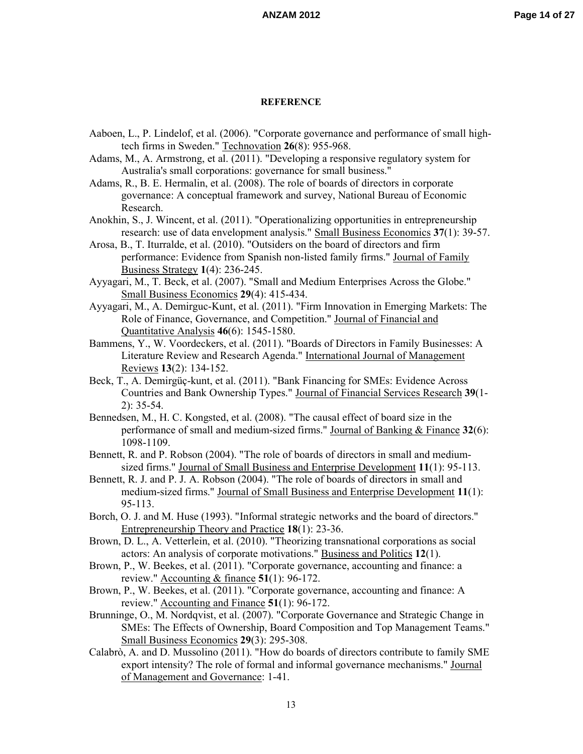## REFERENCE

Aaboen, L., P. Lindelof, et al. (2006). "Corporate governance and performance of small high-tech firms in Sweden." Technovation **26**(8): 955-968.

Adams, M., A. Armstrong, et al. (2011). "Developing a responsive regulatory system for Australia's small corporations: governance for small business."

Adams, R., B. E. Hermalin, et al. (2008). The role of boards of directors in corporate governance: A conceptual framework and survey, National Bureau of Economic Research.

Anokhin, S., J. Wincent, et al. (2011). "Operationalizing opportunities in entrepreneurship research: use of data envelopment analysis." Small Business Economics **37**(1): 39-57.

Arosa, B., T. Iturralde, et al. (2010). "Outsiders on the board of directors and firm performance: Evidence from Spanish non-listed family firms." Journal of Family Business Strategy **1**(4): 236-245.

Ayyagari, M., T. Beck, et al. (2007). "Small and Medium Enterprises Across the Globe." Small Business Economics **29**(4): 415-434.

Ayyagari, M., A. Demirguc-Kunt, et al. (2011). "Firm Innovation in Emerging Markets: The Role of Finance, Governance, and Competition." Journal of Financial and Quantitative Analysis **46**(6): 1545-1580.

Bammens, Y., W. Voordeckers, et al. (2011). "Boards of Directors in Family Businesses: A Literature Review and Research Agenda." International Journal of Management Reviews **13**(2): 134-152.

Beck, T., A. Demirgüç-kunt, et al. (2011). "Bank Financing for SMEs: Evidence Across Countries and Bank Ownership Types." Journal of Financial Services Research **39**(1-2): 35-54.

Bennedsen, M., H. C. Kongsted, et al. (2008). "The causal effect of board size in the performance of small and medium-sized firms." Journal of Banking & Finance **32**(6): 1098-1109.

Bennett, R. and P. Robson (2004). "The role of boards of directors in small and medium-sized firms." Journal of Small Business and Enterprise Development **11**(1): 95-113.

Bennett, R. J. and P. J. A. Robson (2004). "The role of boards of directors in small and medium-sized firms." Journal of Small Business and Enterprise Development **11**(1): 95-113.

Borch, O. J. and M. Huse (1993). "Informal strategic networks and the board of directors." Entrepreneurship Theory and Practice **18**(1): 23-36.

Brown, D. L., A. Vetterlein, et al. (2010). "Theorizing transnational corporations as social actors: An analysis of corporate motivations." Business and Politics **12**(1).

Brown, P., W. Beekes, et al. (2011). "Corporate governance, accounting and finance: a review." Accounting & finance **51**(1): 96-172.

Brown, P., W. Beekes, et al. (2011). "Corporate governance, accounting and finance: A review." Accounting and Finance **51**(1): 96-172.

Brunninge, O., M. Nordqvist, et al. (2007). "Corporate Governance and Strategic Change in SMEs: The Effects of Ownership, Board Composition and Top Management Teams." Small Business Economics **29**(3): 295-308.

Calabrò, A. and D. Mussolino (2011). "How do boards of directors contribute to family SME export intensity? The role of formal and informal governance mechanisms." Journal of Management and Governance: 1-41.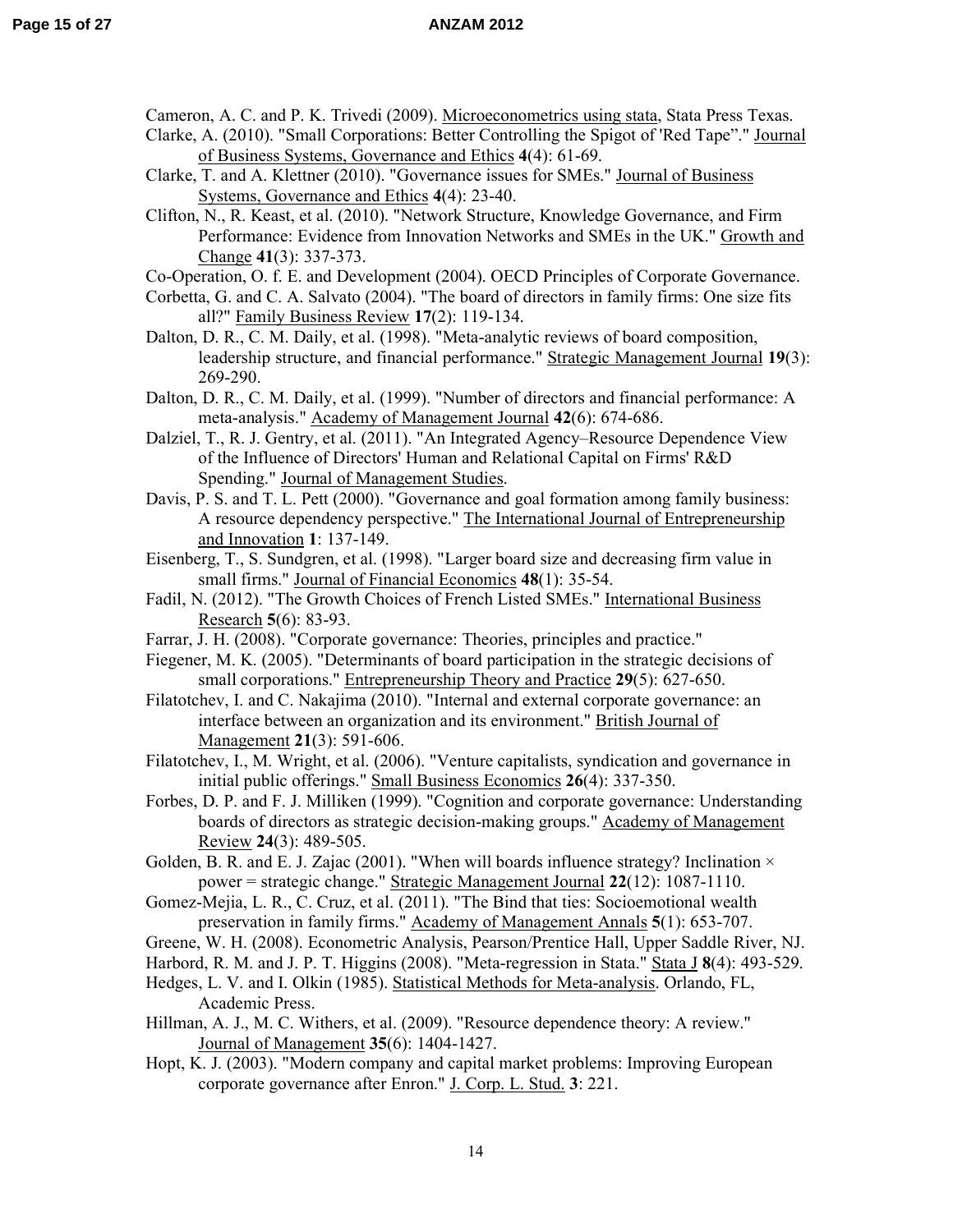Cameron, A. C. and P. K. Trivedi (2009). Microeconometrics using stata, Stata Press Texas.

Clarke, A. (2010). "Small Corporations: Better Controlling the Spigot of 'Red Tape"." Journal of Business Systems, Governance and Ethics **4**(4): 61-69.

Clarke, T. and A. Klettner (2010). "Governance issues for SMEs." Journal of Business Systems, Governance and Ethics **4**(4): 23-40.

Clifton, N., R. Keast, et al. (2010). "Network Structure, Knowledge Governance, and Firm Performance: Evidence from Innovation Networks and SMEs in the UK." Growth and Change **41**(3): 337-373.

Co-Operation, O. f. E. and Development (2004). OECD Principles of Corporate Governance.

Corbetta, G. and C. A. Salvato (2004). "The board of directors in family firms: One size fits all?" Family Business Review **17**(2): 119-134.

Dalton, D. R., C. M. Daily, et al. (1998). "Meta-analytic reviews of board composition, leadership structure, and financial performance." Strategic Management Journal **19**(3): 269-290.

Dalton, D. R., C. M. Daily, et al. (1999). "Number of directors and financial performance: A meta-analysis." Academy of Management Journal **42**(6): 674-686.

Dalziel, T., R. J. Gentry, et al. (2011). "An Integrated Agency–Resource Dependence View of the Influence of Directors' Human and Relational Capital on Firms' R&D Spending." Journal of Management Studies.

Davis, P. S. and T. L. Pett (2000). "Governance and goal formation among family business: A resource dependency perspective." The International Journal of Entrepreneurship and Innovation **1**: 137-149.

Eisenberg, T., S. Sundgren, et al. (1998). "Larger board size and decreasing firm value in small firms." Journal of Financial Economics **48**(1): 35-54.

Fadil, N. (2012). "The Growth Choices of French Listed SMEs." International Business Research **5**(6): 83-93.

Farrar, J. H. (2008). "Corporate governance: Theories, principles and practice."

Fiegener, M. K. (2005). "Determinants of board participation in the strategic decisions of small corporations." Entrepreneurship Theory and Practice **29**(5): 627-650.

Filatotchev, I. and C. Nakajima (2010). "Internal and external corporate governance: an interface between an organization and its environment." British Journal of Management **21**(3): 591-606.

Filatotchev, I., M. Wright, et al. (2006). "Venture capitalists, syndication and governance in initial public offerings." Small Business Economics **26**(4): 337-350.

Forbes, D. P. and F. J. Milliken (1999). "Cognition and corporate governance: Understanding boards of directors as strategic decision-making groups." Academy of Management Review **24**(3): 489-505.

Golden, B. R. and E. J. Zajac (2001). "When will boards influence strategy? Inclination × power = strategic change." Strategic Management Journal **22**(12): 1087-1110.

Gomez-Mejia, L. R., C. Cruz, et al. (2011). "The Bind that ties: Socioemotional wealth preservation in family firms." Academy of Management Annals **5**(1): 653-707.

Greene, W. H. (2008). Econometric Analysis, Pearson/Prentice Hall, Upper Saddle River, NJ.

Harbord, R. M. and J. P. T. Higgins (2008). "Meta-regression in Stata." Stata J **8**(4): 493-529.

Hedges, L. V. and I. Olkin (1985). Statistical Methods for Meta-analysis. Orlando, FL, Academic Press.

Hillman, A. J., M. C. Withers, et al. (2009). "Resource dependence theory: A review." Journal of Management **35**(6): 1404-1427.

Hopt, K. J. (2003). "Modern company and capital market problems: Improving European corporate governance after Enron." J. Corp. L. Stud. **3**: 221.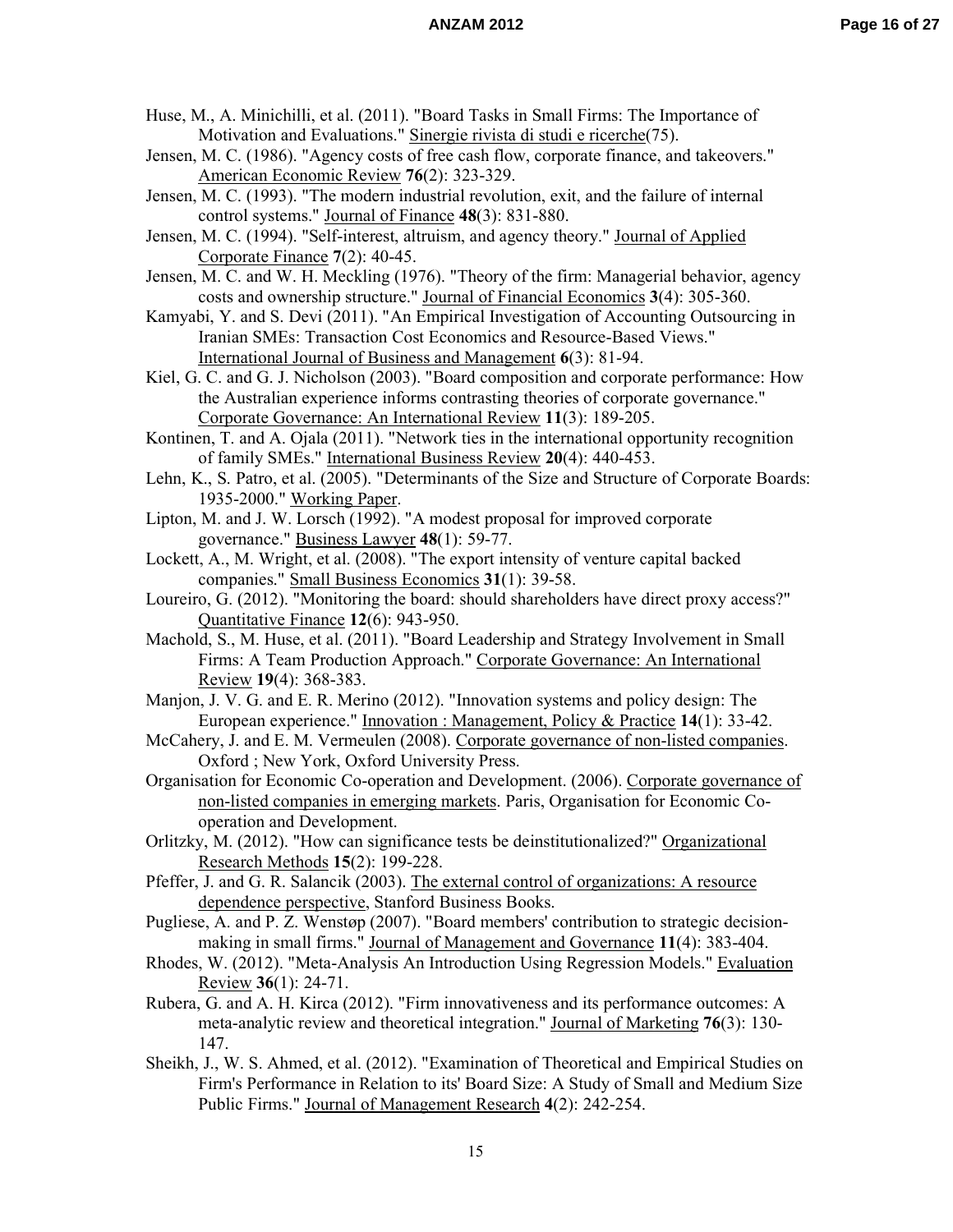Huse, M., A. Minichilli, et al. (2011). "Board Tasks in Small Firms: The Importance of Motivation and Evaluations." Sinergie rivista di studi e ricerche(75).

Jensen, M. C. (1986). "Agency costs of free cash flow, corporate finance, and takeovers." American Economic Review **76**(2): 323-329.

Jensen, M. C. (1993). "The modern industrial revolution, exit, and the failure of internal control systems." Journal of Finance **48**(3): 831-880.

Jensen, M. C. (1994). "Self-interest, altruism, and agency theory." Journal of Applied Corporate Finance **7**(2): 40-45.

Jensen, M. C. and W. H. Meckling (1976). "Theory of the firm: Managerial behavior, agency costs and ownership structure." Journal of Financial Economics **3**(4): 305-360.

Kamyabi, Y. and S. Devi (2011). "An Empirical Investigation of Accounting Outsourcing in Iranian SMEs: Transaction Cost Economics and Resource-Based Views." International Journal of Business and Management **6**(3): 81-94.

Kiel, G. C. and G. J. Nicholson (2003). "Board composition and corporate performance: How the Australian experience informs contrasting theories of corporate governance." Corporate Governance: An International Review **11**(3): 189-205.

Kontinen, T. and A. Ojala (2011). "Network ties in the international opportunity recognition of family SMEs." International Business Review **20**(4): 440-453.

Lehn, K., S. Patro, et al. (2005). "Determinants of the Size and Structure of Corporate Boards: 1935-2000." Working Paper.

Lipton, M. and J. W. Lorsch (1992). "A modest proposal for improved corporate governance." Business Lawyer **48**(1): 59-77.

Lockett, A., M. Wright, et al. (2008). "The export intensity of venture capital backed companies." Small Business Economics **31**(1): 39-58.

Loureiro, G. (2012). "Monitoring the board: should shareholders have direct proxy access?" Quantitative Finance **12**(6): 943-950.

Machold, S., M. Huse, et al. (2011). "Board Leadership and Strategy Involvement in Small Firms: A Team Production Approach." Corporate Governance: An International Review **19**(4): 368-383.

Manjon, J. V. G. and E. R. Merino (2012). "Innovation systems and policy design: The European experience." Innovation : Management, Policy & Practice **14**(1): 33-42.

McCahery, J. and E. M. Vermeulen (2008). Corporate governance of non-listed companies. Oxford ; New York, Oxford University Press.

Organisation for Economic Co-operation and Development. (2006). Corporate governance of non-listed companies in emerging markets. Paris, Organisation for Economic Co-operation and Development.

Orlitzky, M. (2012). "How can significance tests be deinstitutionalized?" Organizational Research Methods **15**(2): 199-228.

Pfeffer, J. and G. R. Salancik (2003). The external control of organizations: A resource dependence perspective, Stanford Business Books.

Pugliese, A. and P. Z. Wenstøp (2007). "Board members' contribution to strategic decision-making in small firms." Journal of Management and Governance **11**(4): 383-404.

Rhodes, W. (2012). "Meta-Analysis An Introduction Using Regression Models." Evaluation Review **36**(1): 24-71.

Rubera, G. and A. H. Kirca (2012). "Firm innovativeness and its performance outcomes: A meta-analytic review and theoretical integration." Journal of Marketing **76**(3): 130-147.

Sheikh, J., W. S. Ahmed, et al. (2012). "Examination of Theoretical and Empirical Studies on Firm's Performance in Relation to its' Board Size: A Study of Small and Medium Size Public Firms." Journal of Management Research **4**(2): 242-254.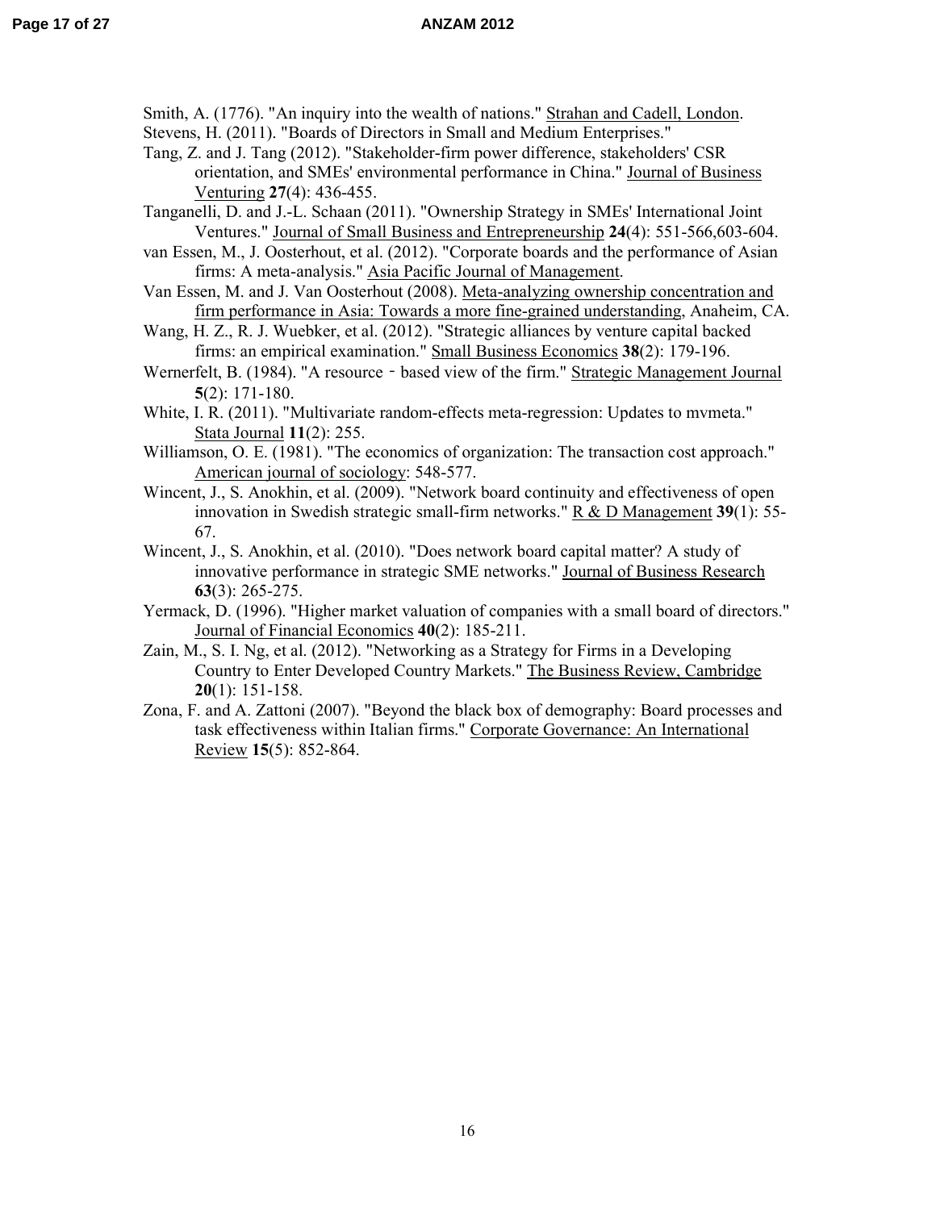Smith, A. (1776). "An inquiry into the wealth of nations." Strahan and Cadell, London.

Stevens, H. (2011). "Boards of Directors in Small and Medium Enterprises."

Tang, Z. and J. Tang (2012). "Stakeholder-firm power difference, stakeholders' CSR orientation, and SMEs' environmental performance in China." Journal of Business Venturing **27**(4): 436-455.

Tanganelli, D. and J.-L. Schaan (2011). "Ownership Strategy in SMEs' International Joint Ventures." Journal of Small Business and Entrepreneurship **24**(4): 551-566,603-604.

van Essen, M., J. Oosterhout, et al. (2012). "Corporate boards and the performance of Asian firms: A meta-analysis." Asia Pacific Journal of Management.

Van Essen, M. and J. Van Oosterhout (2008). Meta-analyzing ownership concentration and firm performance in Asia: Towards a more fine-grained understanding, Anaheim, CA.

Wang, H. Z., R. J. Wuebker, et al. (2012). "Strategic alliances by venture capital backed firms: an empirical examination." Small Business Economics **38**(2): 179-196.

Wernerfelt, B. (1984). "A resource‐based view of the firm." Strategic Management Journal **5**(2): 171-180.

White, I. R. (2011). "Multivariate random-effects meta-regression: Updates to mvmeta." Stata Journal **11**(2): 255.

Williamson, O. E. (1981). "The economics of organization: The transaction cost approach." American journal of sociology: 548-577.

Wincent, J., S. Anokhin, et al. (2009). "Network board continuity and effectiveness of open innovation in Swedish strategic small-firm networks." R & D Management **39**(1): 55-67.

Wincent, J., S. Anokhin, et al. (2010). "Does network board capital matter? A study of innovative performance in strategic SME networks." Journal of Business Research **63**(3): 265-275.

Yermack, D. (1996). "Higher market valuation of companies with a small board of directors." Journal of Financial Economics **40**(2): 185-211.

Zain, M., S. I. Ng, et al. (2012). "Networking as a Strategy for Firms in a Developing Country to Enter Developed Country Markets." The Business Review, Cambridge **20**(1): 151-158.

Zona, F. and A. Zattoni (2007). "Beyond the black box of demography: Board processes and task effectiveness within Italian firms." Corporate Governance: An International Review **15**(5): 852-864.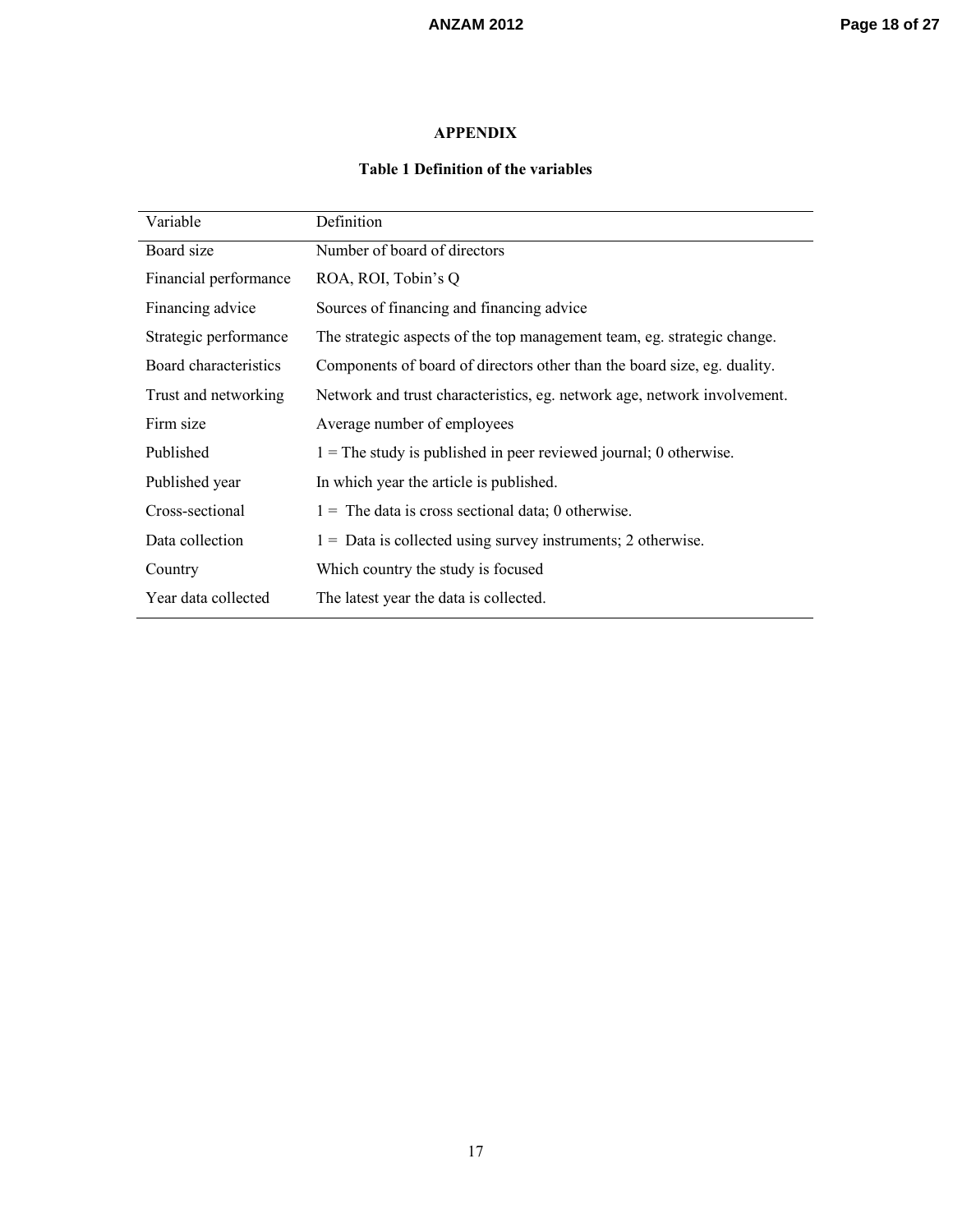## APPENDIX

### Table 1 Definition of the variables

| Variable | Definition |
|---|---|
| Board size | Number of board of directors |
| Financial performance | ROA, ROI, Tobin's Q |
| Financing advice | Sources of financing and financing advice |
| Strategic performance | The strategic aspects of the top management team, eg. strategic change. |
| Board characteristics | Components of board of directors other than the board size, eg. duality. |
| Trust and networking | Network and trust characteristics, eg. network age, network involvement. |
| Firm size | Average number of employees |
| Published | 1 = The study is published in peer reviewed journal; 0 otherwise. |
| Published year | In which year the article is published. |
| Cross-sectional | 1 = The data is cross sectional data; 0 otherwise. |
| Data collection | 1 = Data is collected using survey instruments; 2 otherwise. |
| Country | Which country the study is focused |
| Year data collected | The latest year the data is collected. |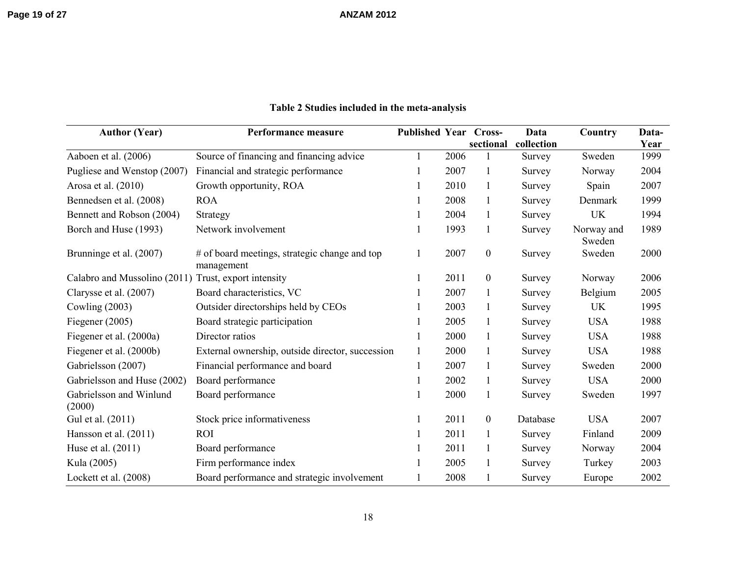**Table 2 Studies included in the meta-analysis**

| Author (Year) | Performance measure | Published | Year | Cross-sectional | Data collection | Country | Data-Year |
|---|---|---|---|---|---|---|---|
| Aaboen et al. (2006) | Source of financing and financing advice | 1 | 2006 | 1 | Survey | Sweden | 1999 |
| Pugliese and Wenstop (2007) | Financial and strategic performance | 1 | 2007 | 1 | Survey | Norway | 2004 |
| Arosa et al. (2010) | Growth opportunity, ROA | 1 | 2010 | 1 | Survey | Spain | 2007 |
| Bennedsen et al. (2008) | ROA | 1 | 2008 | 1 | Survey | Denmark | 1999 |
| Bennett and Robson (2004) | Strategy | 1 | 2004 | 1 | Survey | UK | 1994 |
| Borch and Huse (1993) | Network involvement | 1 | 1993 | 1 | Survey | Norway and Sweden | 1989 |
| Brunninge et al. (2007) | # of board meetings, strategic change and top management | 1 | 2007 | 0 | Survey | Sweden | 2000 |
| Calabro and Mussolino (2011) | Trust, export intensity | 1 | 2011 | 0 | Survey | Norway | 2006 |
| Clarysse et al. (2007) | Board characteristics, VC | 1 | 2007 | 1 | Survey | Belgium | 2005 |
| Cowling (2003) | Outsider directorships held by CEOs | 1 | 2003 | 1 | Survey | UK | 1995 |
| Fiegener (2005) | Board strategic participation | 1 | 2005 | 1 | Survey | USA | 1988 |
| Fiegener et al. (2000a) | Director ratios | 1 | 2000 | 1 | Survey | USA | 1988 |
| Fiegener et al. (2000b) | External ownership, outside director, succession | 1 | 2000 | 1 | Survey | USA | 1988 |
| Gabrielsson (2007) | Financial performance and board | 1 | 2007 | 1 | Survey | Sweden | 2000 |
| Gabrielsson and Huse (2002) | Board performance | 1 | 2002 | 1 | Survey | USA | 2000 |
| Gabrielsson and Winlund (2000) | Board performance | 1 | 2000 | 1 | Survey | Sweden | 1997 |
| Gul et al. (2011) | Stock price informativeness | 1 | 2011 | 0 | Database | USA | 2007 |
| Hansson et al. (2011) | ROI | 1 | 2011 | 1 | Survey | Finland | 2009 |
| Huse et al. (2011) | Board performance | 1 | 2011 | 1 | Survey | Norway | 2004 |
| Kula (2005) | Firm performance index | 1 | 2005 | 1 | Survey | Turkey | 2003 |
| Lockett et al. (2008) | Board performance and strategic involvement | 1 | 2008 | 1 | Survey | Europe | 2002 |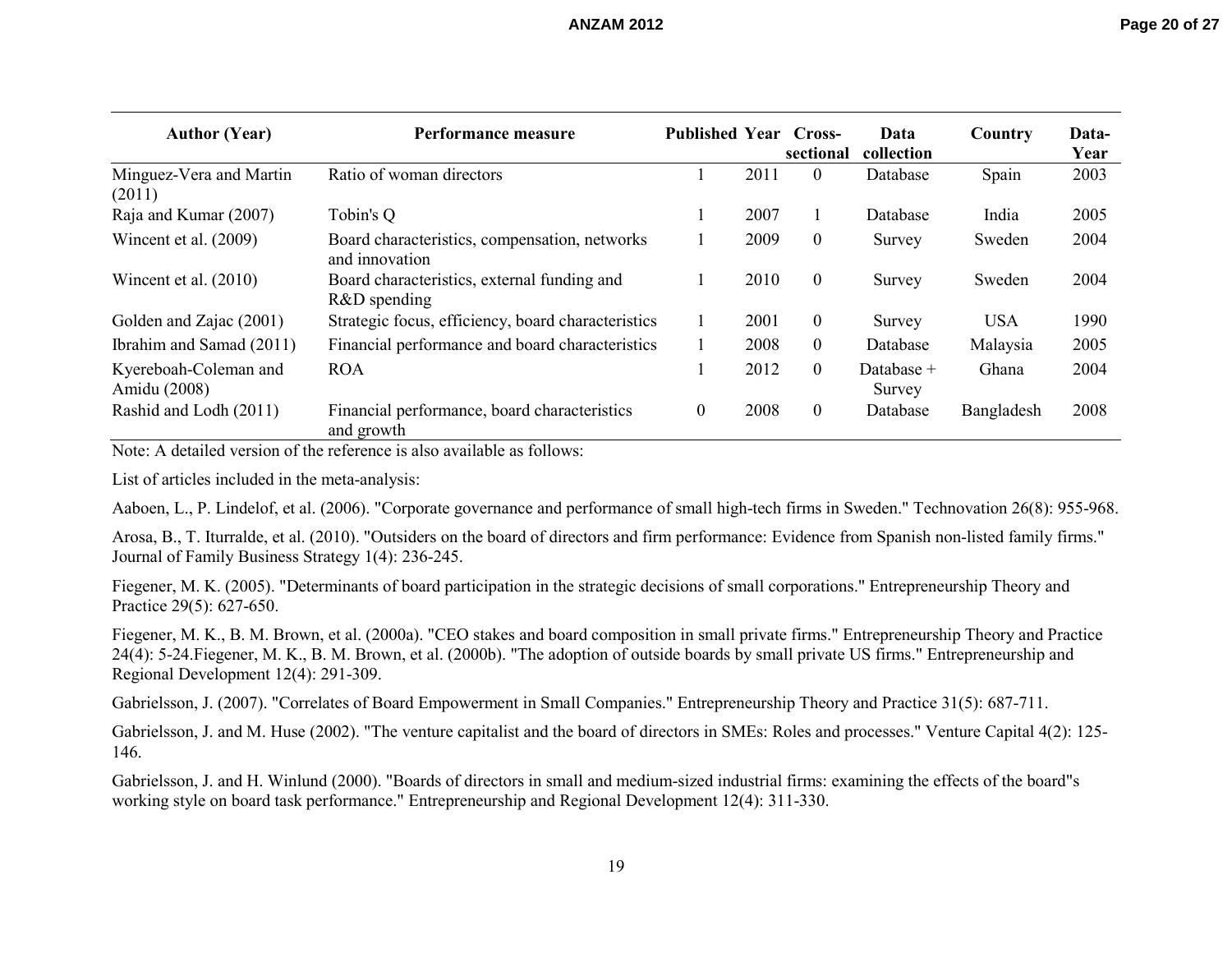| Author (Year) | Performance measure | Published | Year | Cross-sectional | Data collection | Country | Data-Year |
|---|---|---|---|---|---|---|---|
| Minguez-Vera and Martin (2011) | Ratio of woman directors | 1 | 2011 | 0 | Database | Spain | 2003 |
| Raja and Kumar (2007) | Tobin's Q | 1 | 2007 | 1 | Database | India | 2005 |
| Wincent et al. (2009) | Board characteristics, compensation, networks and innovation | 1 | 2009 | 0 | Survey | Sweden | 2004 |
| Wincent et al. (2010) | Board characteristics, external funding and R&D spending | 1 | 2010 | 0 | Survey | Sweden | 2004 |
| Golden and Zajac (2001) | Strategic focus, efficiency, board characteristics | 1 | 2001 | 0 | Survey | USA | 1990 |
| Ibrahim and Samad (2011) | Financial performance and board characteristics | 1 | 2008 | 0 | Database | Malaysia | 2005 |
| Kyereboah-Coleman and Amidu (2008) | ROA | 1 | 2012 | 0 | Database + Survey | Ghana | 2004 |
| Rashid and Lodh (2011) | Financial performance, board characteristics and growth | 0 | 2008 | 0 | Database | Bangladesh | 2008 |

Note: A detailed version of the reference is also available as follows:

List of articles included in the meta-analysis:

Aaboen, L., P. Lindelof, et al. (2006). "Corporate governance and performance of small high-tech firms in Sweden." Technovation 26(8): 955-968.

Arosa, B., T. Iturralde, et al. (2010). "Outsiders on the board of directors and firm performance: Evidence from Spanish non-listed family firms." Journal of Family Business Strategy 1(4): 236-245.

Fiegener, M. K. (2005). "Determinants of board participation in the strategic decisions of small corporations." Entrepreneurship Theory and Practice 29(5): 627-650.

Fiegener, M. K., B. M. Brown, et al. (2000a). "CEO stakes and board composition in small private firms." Entrepreneurship Theory and Practice 24(4): 5-24.Fiegener, M. K., B. M. Brown, et al. (2000b). "The adoption of outside boards by small private US firms." Entrepreneurship and Regional Development 12(4): 291-309.

Gabrielsson, J. (2007). "Correlates of Board Empowerment in Small Companies." Entrepreneurship Theory and Practice 31(5): 687-711.

Gabrielsson, J. and M. Huse (2002). "The venture capitalist and the board of directors in SMEs: Roles and processes." Venture Capital 4(2): 125-146.

Gabrielsson, J. and H. Winlund (2000). "Boards of directors in small and medium-sized industrial firms: examining the effects of the board"s working style on board task performance." Entrepreneurship and Regional Development 12(4): 311-330.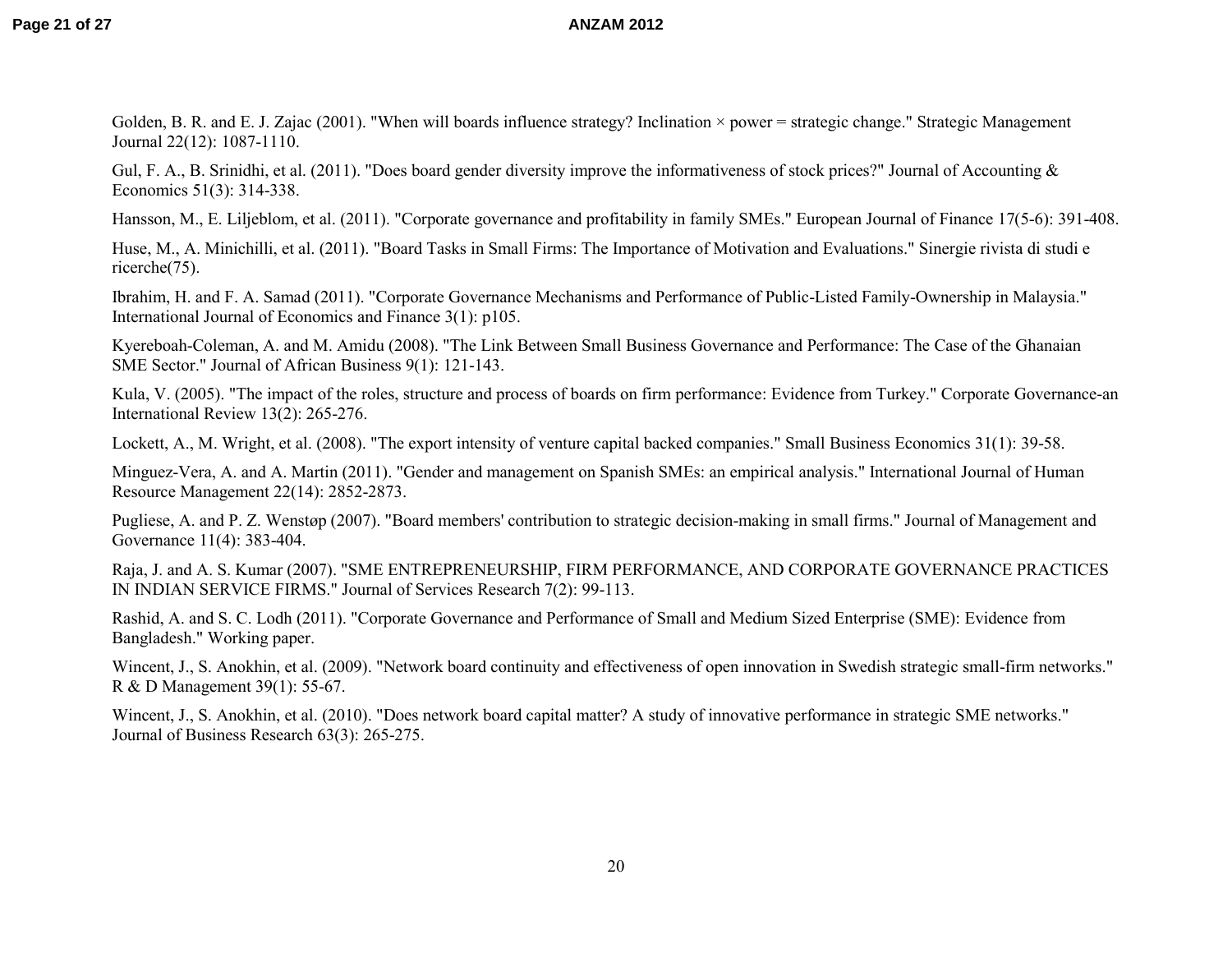Golden, B. R. and E. J. Zajac (2001). "When will boards influence strategy? Inclination × power = strategic change." Strategic Management Journal 22(12): 1087-1110.

Gul, F. A., B. Srinidhi, et al. (2011). "Does board gender diversity improve the informativeness of stock prices?" Journal of Accounting & Economics 51(3): 314-338.

Hansson, M., E. Liljeblom, et al. (2011). "Corporate governance and profitability in family SMEs." European Journal of Finance 17(5-6): 391-408.

Huse, M., A. Minichilli, et al. (2011). "Board Tasks in Small Firms: The Importance of Motivation and Evaluations." Sinergie rivista di studi e ricerche(75).

Ibrahim, H. and F. A. Samad (2011). "Corporate Governance Mechanisms and Performance of Public-Listed Family-Ownership in Malaysia." International Journal of Economics and Finance 3(1): p105.

Kyereboah-Coleman, A. and M. Amidu (2008). "The Link Between Small Business Governance and Performance: The Case of the Ghanaian SME Sector." Journal of African Business 9(1): 121-143.

Kula, V. (2005). "The impact of the roles, structure and process of boards on firm performance: Evidence from Turkey." Corporate Governance-an International Review 13(2): 265-276.

Lockett, A., M. Wright, et al. (2008). "The export intensity of venture capital backed companies." Small Business Economics 31(1): 39-58.

Minguez-Vera, A. and A. Martin (2011). "Gender and management on Spanish SMEs: an empirical analysis." International Journal of Human Resource Management 22(14): 2852-2873.

Pugliese, A. and P. Z. Wenstøp (2007). "Board members' contribution to strategic decision-making in small firms." Journal of Management and Governance 11(4): 383-404.

Raja, J. and A. S. Kumar (2007). "SME ENTREPRENEURSHIP, FIRM PERFORMANCE, AND CORPORATE GOVERNANCE PRACTICES IN INDIAN SERVICE FIRMS." Journal of Services Research 7(2): 99-113.

Rashid, A. and S. C. Lodh (2011). "Corporate Governance and Performance of Small and Medium Sized Enterprise (SME): Evidence from Bangladesh." Working paper.

Wincent, J., S. Anokhin, et al. (2009). "Network board continuity and effectiveness of open innovation in Swedish strategic small-firm networks." R & D Management 39(1): 55-67.

Wincent, J., S. Anokhin, et al. (2010). "Does network board capital matter? A study of innovative performance in strategic SME networks." Journal of Business Research 63(3): 265-275.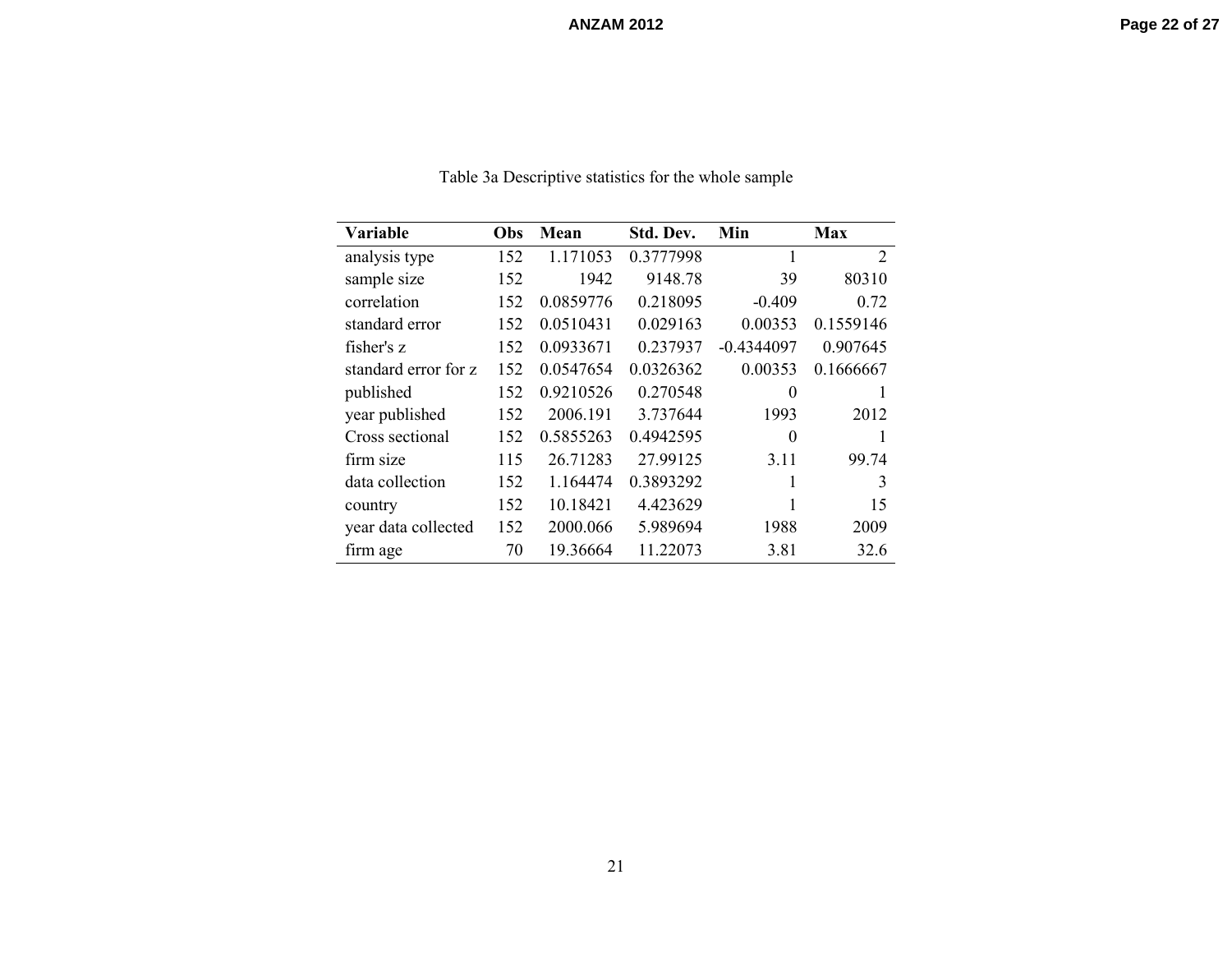Table 3a Descriptive statistics for the whole sample

| Variable | Obs | Mean | Std. Dev. | Min | Max |
|---|---|---|---|---|---|
| analysis type | 152 | 1.171053 | 0.3777998 | 1 | 2 |
| sample size | 152 | 1942 | 9148.78 | 39 | 80310 |
| correlation | 152 | 0.0859776 | 0.218095 | -0.409 | 0.72 |
| standard error | 152 | 0.0510431 | 0.029163 | 0.00353 | 0.1559146 |
| fisher's z | 152 | 0.0933671 | 0.237937 | -0.4344097 | 0.907645 |
| standard error for z | 152 | 0.0547654 | 0.0326362 | 0.00353 | 0.1666667 |
| published | 152 | 0.9210526 | 0.270548 | 0 | 1 |
| year published | 152 | 2006.191 | 3.737644 | 1993 | 2012 |
| Cross sectional | 152 | 0.5855263 | 0.4942595 | 0 | 1 |
| firm size | 115 | 26.71283 | 27.99125 | 3.11 | 99.74 |
| data collection | 152 | 1.164474 | 0.3893292 | 1 | 3 |
| country | 152 | 10.18421 | 4.423629 | 1 | 15 |
| year data collected | 152 | 2000.066 | 5.989694 | 1988 | 2009 |
| firm age | 70 | 19.36664 | 11.22073 | 3.81 | 32.6 |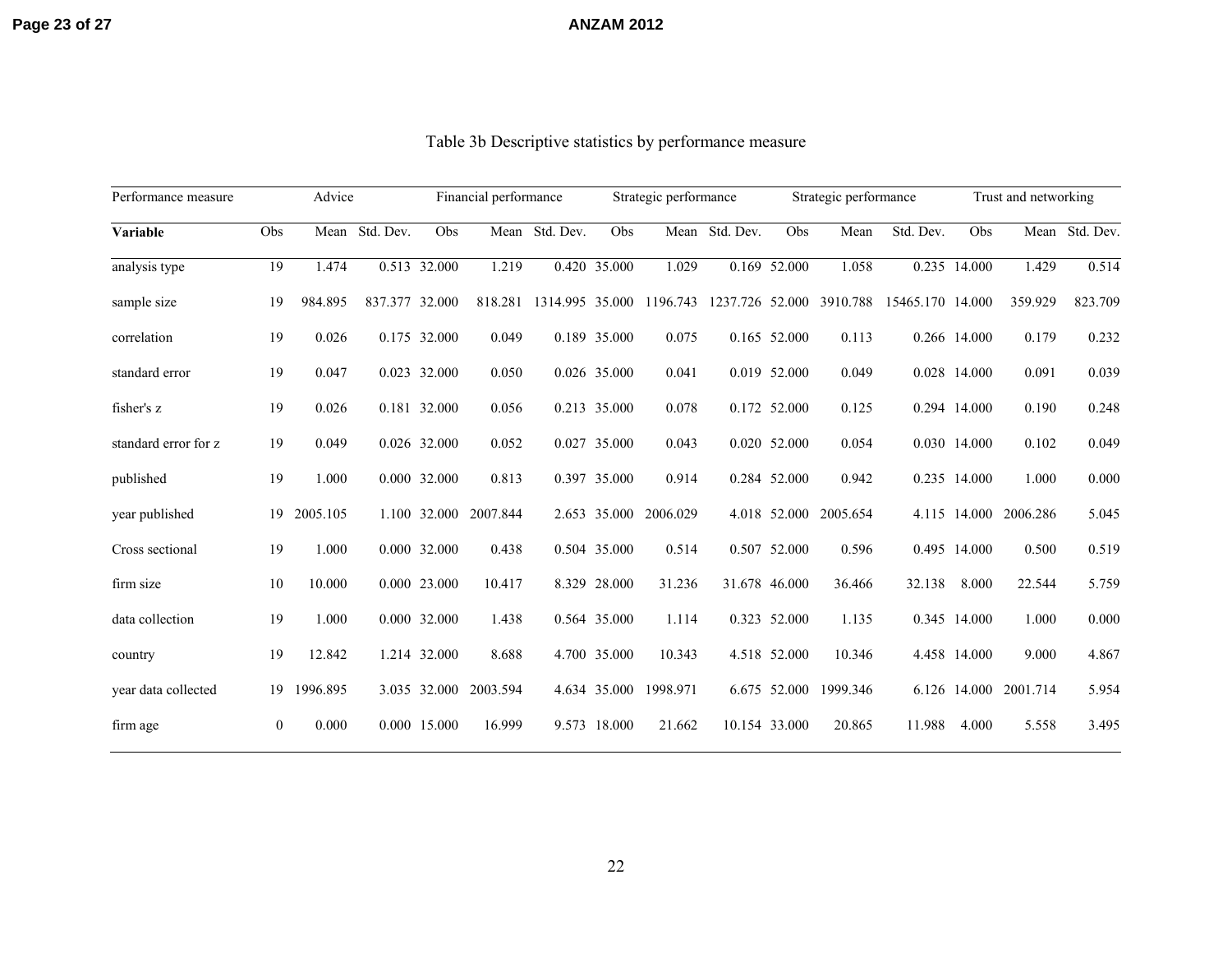Table 3b Descriptive statistics by performance measure

| Performance measure | Advice | | | Financial performance | | | Strategic performance | | | Strategic performance | | | Trust and networking | | |
|---|---|---|---|---|---|---|---|---|---|---|---|---|---|---|---|
| **Variable** | Obs | Mean | Std. Dev. | Obs | Mean | Std. Dev. | Obs | Mean | Std. Dev. | Obs | Mean | Std. Dev. | Obs | Mean | Std. Dev. |
| analysis type | 19 | 1.474 | 0.513 | 32.000 | 1.219 | 0.420 | 35.000 | 1.029 | 0.169 | 52.000 | 1.058 | 0.235 | 14.000 | 1.429 | 0.514 |
| sample size | 19 | 984.895 | 837.377 | 32.000 | 818.281 | 1314.995 | 35.000 | 1196.743 | 1237.726 | 52.000 | 3910.788 | 15465.170 | 14.000 | 359.929 | 823.709 |
| correlation | 19 | 0.026 | 0.175 | 32.000 | 0.049 | 0.189 | 35.000 | 0.075 | 0.165 | 52.000 | 0.113 | 0.266 | 14.000 | 0.179 | 0.232 |
| standard error | 19 | 0.047 | 0.023 | 32.000 | 0.050 | 0.026 | 35.000 | 0.041 | 0.019 | 52.000 | 0.049 | 0.028 | 14.000 | 0.091 | 0.039 |
| fisher's z | 19 | 0.026 | 0.181 | 32.000 | 0.056 | 0.213 | 35.000 | 0.078 | 0.172 | 52.000 | 0.125 | 0.294 | 14.000 | 0.190 | 0.248 |
| standard error for z | 19 | 0.049 | 0.026 | 32.000 | 0.052 | 0.027 | 35.000 | 0.043 | 0.020 | 52.000 | 0.054 | 0.030 | 14.000 | 0.102 | 0.049 |
| published | 19 | 1.000 | 0.000 | 32.000 | 0.813 | 0.397 | 35.000 | 0.914 | 0.284 | 52.000 | 0.942 | 0.235 | 14.000 | 1.000 | 0.000 |
| year published | 19 | 2005.105 | 1.100 | 32.000 | 2007.844 | 2.653 | 35.000 | 2006.029 | 4.018 | 52.000 | 2005.654 | 4.115 | 14.000 | 2006.286 | 5.045 |
| Cross sectional | 19 | 1.000 | 0.000 | 32.000 | 0.438 | 0.504 | 35.000 | 0.514 | 0.507 | 52.000 | 0.596 | 0.495 | 14.000 | 0.500 | 0.519 |
| firm size | 10 | 10.000 | 0.000 | 23.000 | 10.417 | 8.329 | 28.000 | 31.236 | 31.678 | 46.000 | 36.466 | 32.138 | 8.000 | 22.544 | 5.759 |
| data collection | 19 | 1.000 | 0.000 | 32.000 | 1.438 | 0.564 | 35.000 | 1.114 | 0.323 | 52.000 | 1.135 | 0.345 | 14.000 | 1.000 | 0.000 |
| country | 19 | 12.842 | 1.214 | 32.000 | 8.688 | 4.700 | 35.000 | 10.343 | 4.518 | 52.000 | 10.346 | 4.458 | 14.000 | 9.000 | 4.867 |
| year data collected | 19 | 1996.895 | 3.035 | 32.000 | 2003.594 | 4.634 | 35.000 | 1998.971 | 6.675 | 52.000 | 1999.346 | 6.126 | 14.000 | 2001.714 | 5.954 |
| firm age | 0 | 0.000 | 0.000 | 15.000 | 16.999 | 9.573 | 18.000 | 21.662 | 10.154 | 33.000 | 20.865 | 11.988 | 4.000 | 5.558 | 3.495 |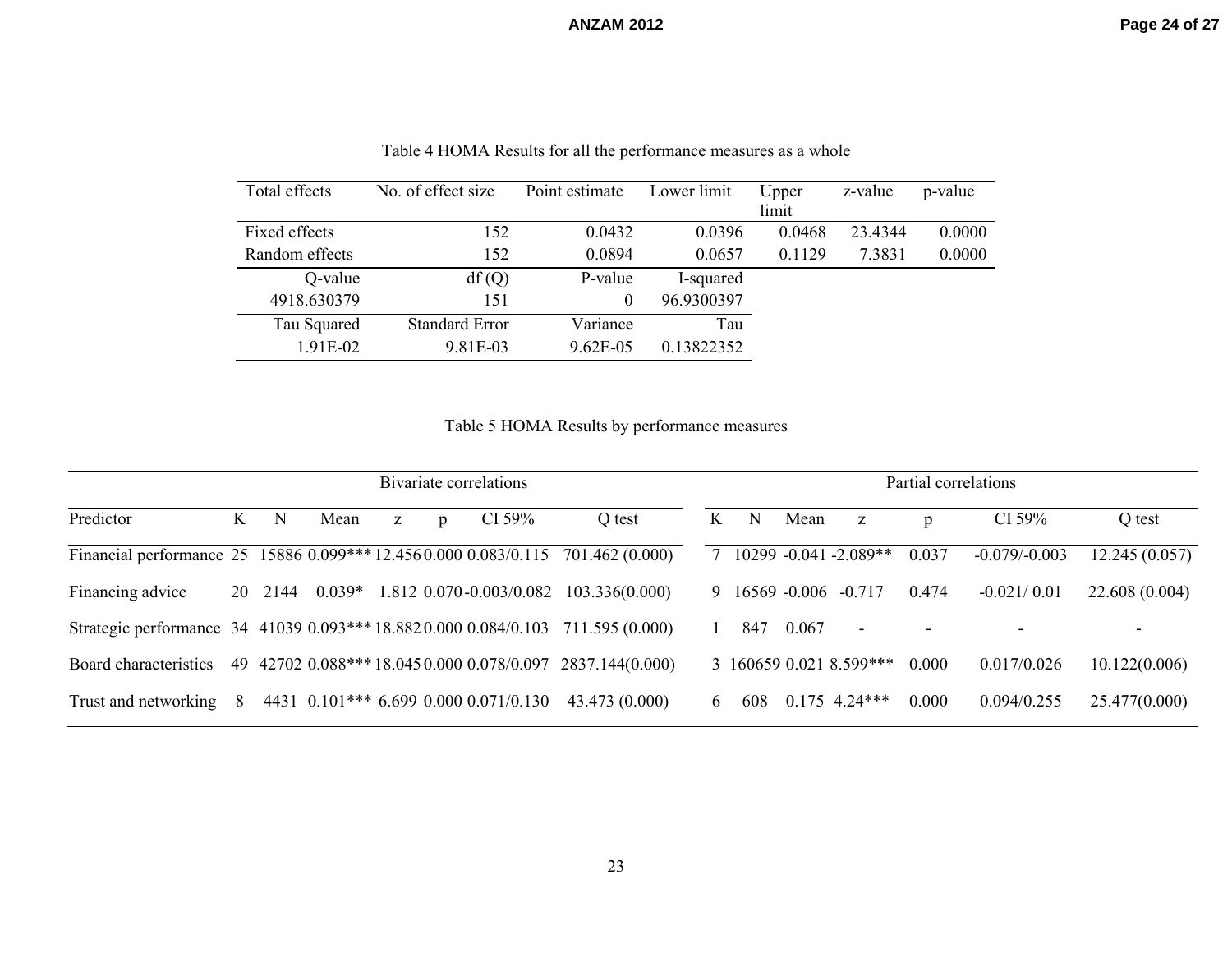Table 4 HOMA Results for all the performance measures as a whole

| Total effects | No. of effect size | Point estimate | Lower limit | Upper limit | z-value | p-value |
|---|---|---|---|---|---|---|
| Fixed effects | 152 | 0.0432 | 0.0396 | 0.0468 | 23.4344 | 0.0000 |
| Random effects | 152 | 0.0894 | 0.0657 | 0.1129 | 7.3831 | 0.0000 |
| Q-value | df (Q) | P-value | I-squared | | | |
| 4918.630379 | 151 | 0 | 96.9300397 | | | |
| Tau Squared | Standard Error | Variance | Tau | | | |
| 1.91E-02 | 9.81E-03 | 9.62E-05 | 0.13822352 | | | |

Table 5 HOMA Results by performance measures

| | Bivariate correlations | | | | | | | Partial correlations | | | | | | |
|---|---|---|---|---|---|---|---|---|---|---|---|---|---|---|
| Predictor | K | N | Mean | z | p | CI 59% | Q test | K | N | Mean | z | p | CI 59% | Q test |
| Financial performance | 25 | 15886 | 0.099*** | 12.456 | 0.000 | 0.083/0.115 | 701.462 (0.000) | 7 | 10299 | -0.041 | -2.089** | 0.037 | -0.079/-0.003 | 12.245 (0.057) |
| Financing advice | 20 | 2144 | 0.039* | 1.812 | 0.070 | -0.003/0.082 | 103.336(0.000) | 9 | 16569 | -0.006 | -0.717 | 0.474 | -0.021/ 0.01 | 22.608 (0.004) |
| Strategic performance | 34 | 41039 | 0.093*** | 18.882 | 0.000 | 0.084/0.103 | 711.595 (0.000) | 1 | 847 | 0.067 | - | - | - | - |
| Board characteristics | 49 | 42702 | 0.088*** | 18.045 | 0.000 | 0.078/0.097 | 2837.144(0.000) | 3 | 160659 | 0.021 | 8.599*** | 0.000 | 0.017/0.026 | 10.122(0.006) |
| Trust and networking | 8 | 4431 | 0.101*** | 6.699 | 0.000 | 0.071/0.130 | 43.473 (0.000) | 6 | 608 | 0.175 | 4.24*** | 0.000 | 0.094/0.255 | 25.477(0.000) |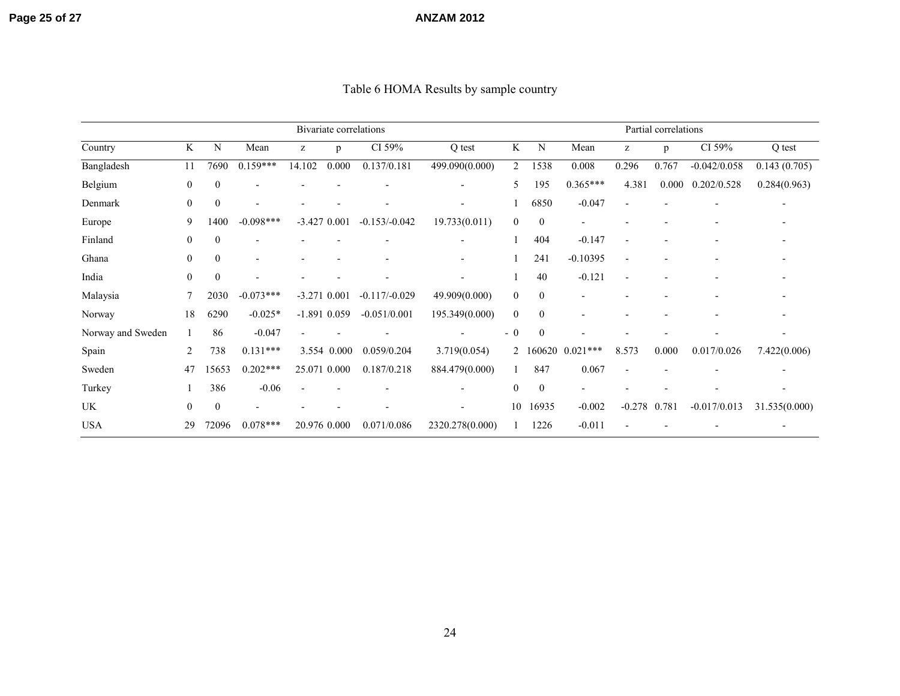Table 6 HOMA Results by sample country

| | Bivariate correlations | | | | | | | Partial correlations | | | | | | |
|---|---|---|---|---|---|---|---|---|---|---|---|---|---|---|
| Country | K | N | Mean | z | p | CI 59% | Q test | K | N | Mean | z | p | CI 59% | Q test |
| Bangladesh | 11 | 7690 | 0.159*** | 14.102 | 0.000 | 0.137/0.181 | 499.090(0.000) | 2 | 1538 | 0.008 | 0.296 | 0.767 | -0.042/0.058 | 0.143 (0.705) |
| Belgium | 0 | 0 | - | - | - | - | - | 5 | 195 | 0.365*** | 4.381 | 0.000 | 0.202/0.528 | 0.284(0.963) |
| Denmark | 0 | 0 | - | - | - | - | - | 1 | 6850 | -0.047 | - | - | - | - |
| Europe | 9 | 1400 | -0.098*** | -3.427 | 0.001 | -0.153/-0.042 | 19.733(0.011) | 0 | 0 | - | - | - | - | - |
| Finland | 0 | 0 | - | - | - | - | - | 1 | 404 | -0.147 | - | - | - | - |
| Ghana | 0 | 0 | - | - | - | - | - | 1 | 241 | -0.10395 | - | - | - | - |
| India | 0 | 0 | - | - | - | - | - | 1 | 40 | -0.121 | - | - | - | - |
| Malaysia | 7 | 2030 | -0.073*** | -3.271 | 0.001 | -0.117/-0.029 | 49.909(0.000) | 0 | 0 | - | - | - | - | - |
| Norway | 18 | 6290 | -0.025* | -1.891 | 0.059 | -0.051/0.001 | 195.349(0.000) | 0 | 0 | - | - | - | - | - |
| Norway and Sweden | 1 | 86 | -0.047 | - | - | - | - | - 0 | 0 | - | - | - | - | - |
| Spain | 2 | 738 | 0.131*** | 3.554 | 0.000 | 0.059/0.204 | 3.719(0.054) | 2 | 160620 | 0.021*** | 8.573 | 0.000 | 0.017/0.026 | 7.422(0.006) |
| Sweden | 47 | 15653 | 0.202*** | 25.071 | 0.000 | 0.187/0.218 | 884.479(0.000) | 1 | 847 | 0.067 | - | - | - | - |
| Turkey | 1 | 386 | -0.06 | - | - | - | - | 0 | 0 | - | - | - | - | - |
| UK | 0 | 0 | - | - | - | - | - | 10 | 16935 | -0.002 | -0.278 | 0.781 | -0.017/0.013 | 31.535(0.000) |
| USA | 29 | 72096 | 0.078*** | 20.976 | 0.000 | 0.071/0.086 | 2320.278(0.000) | 1 | 1226 | -0.011 | - | - | - | - |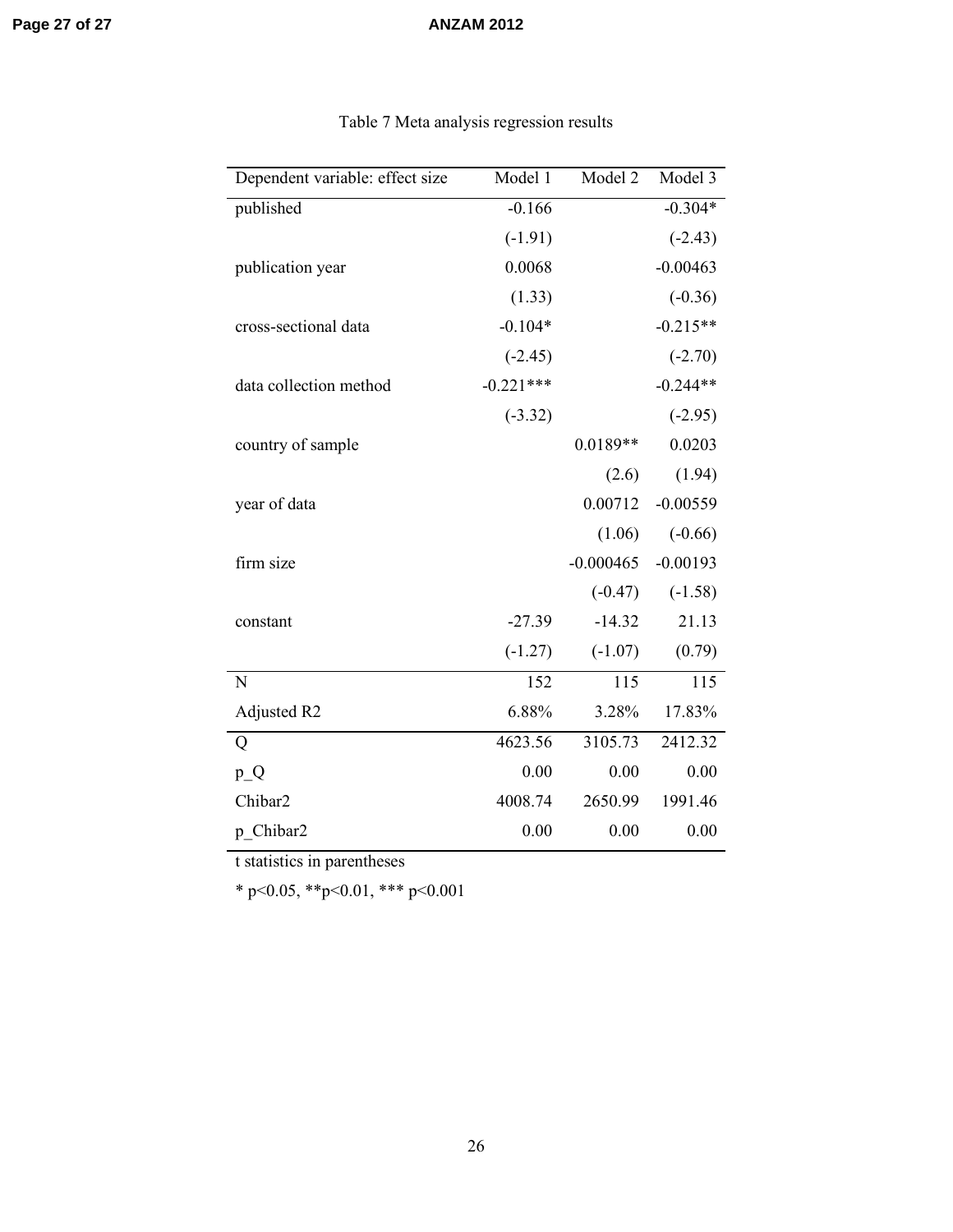Table 7 Meta analysis regression results

| Dependent variable: effect size | Model 1 | Model 2 | Model 3 |
|---|---|---|---|
| published | -0.166 | | -0.304* |
| | (-1.91) | | (-2.43) |
| publication year | 0.0068 | | -0.00463 |
| | (1.33) | | (-0.36) |
| cross-sectional data | -0.104* | | -0.215** |
| | (-2.45) | | (-2.70) |
| data collection method | -0.221*** | | -0.244** |
| | (-3.32) | | (-2.95) |
| country of sample | | 0.0189** | 0.0203 |
| | | (2.6) | (1.94) |
| year of data | | 0.00712 | -0.00559 |
| | | (1.06) | (-0.66) |
| firm size | | -0.000465 | -0.00193 |
| | | (-0.47) | (-1.58) |
| constant | -27.39 | -14.32 | 21.13 |
| | (-1.27) | (-1.07) | (0.79) |
| N | 152 | 115 | 115 |
| Adjusted R2 | 6.88% | 3.28% | 17.83% |
| Q | 4623.56 | 3105.73 | 2412.32 |
| p_Q | 0.00 | 0.00 | 0.00 |
| Chibar2 | 4008.74 | 2650.99 | 1991.46 |
| p_Chibar2 | 0.00 | 0.00 | 0.00 |

t statistics in parentheses

* $p<0.05$, ** $p<0.01$, *** $p<0.001$